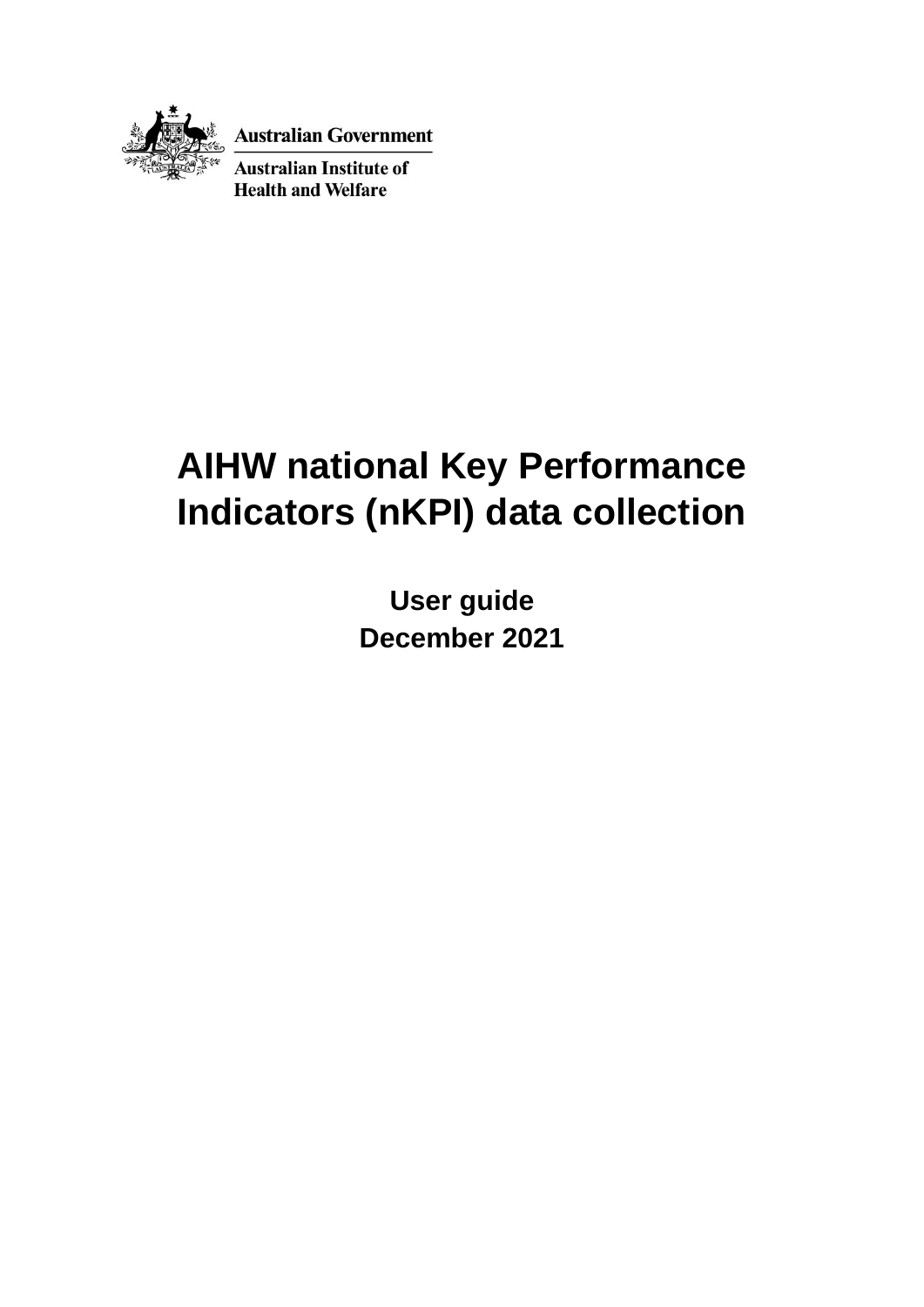Australian Government

Australian Institute of Health and Welfare

# AIHW national Key Performance Indicators (nKPI) data collection

**User guide**
**December 2021**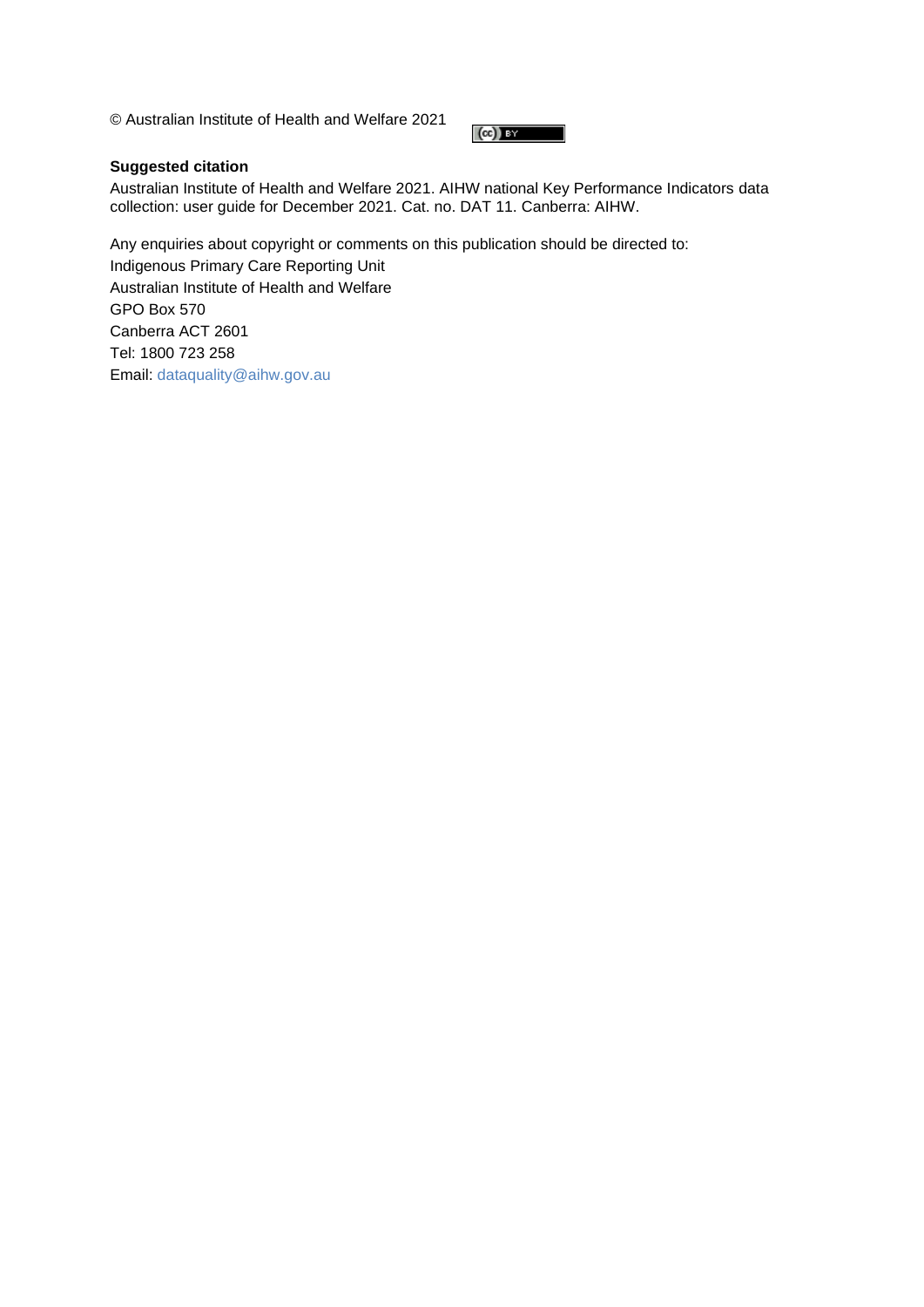© Australian Institute of Health and Welfare 2021

**Suggested citation**

Australian Institute of Health and Welfare 2021. AIHW national Key Performance Indicators data collection: user guide for December 2021. Cat. no. DAT 11. Canberra: AIHW.

Any enquiries about copyright or comments on this publication should be directed to:
Indigenous Primary Care Reporting Unit
Australian Institute of Health and Welfare
GPO Box 570
Canberra ACT 2601
Tel: 1800 723 258
Email: dataquality@aihw.gov.au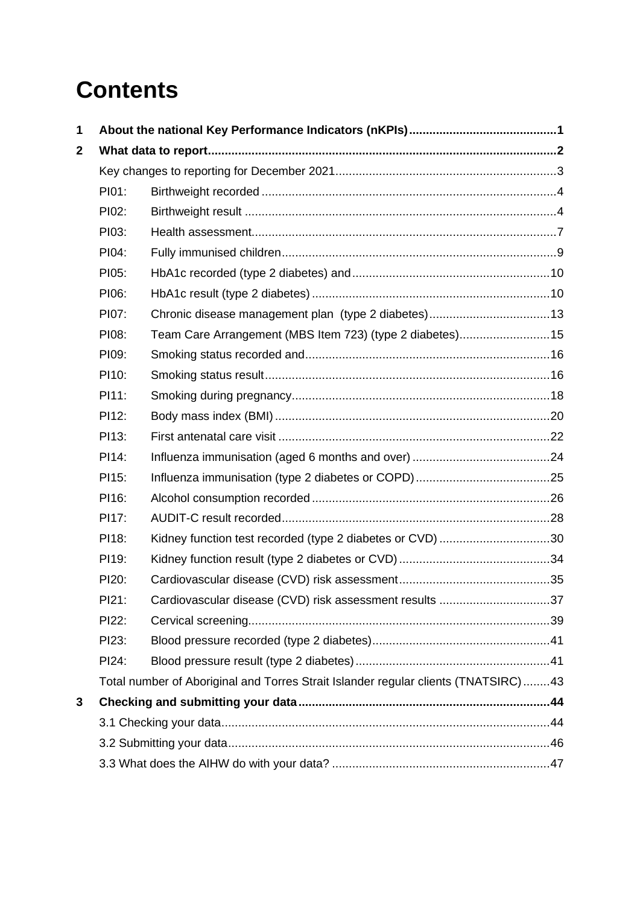# Contents

1 About the national Key Performance Indicators (nKPIs)....................................................1

2 What data to report.......................................................................................................2

Key changes to reporting for December 2021..................................................................3

PI01: Birthweight recorded ........................................................................................4

PI02: Birthweight result .............................................................................................4

PI03: Health assessment...........................................................................................7

PI04: Fully immunised children..................................................................................9

PI05: HbA1c recorded (type 2 diabetes) and...........................................................10

PI06: HbA1c result (type 2 diabetes) .......................................................................10

PI07: Chronic disease management plan (type 2 diabetes)....................................13

PI08: Team Care Arrangement (MBS Item 723) (type 2 diabetes)...........................15

PI09: Smoking status recorded and.........................................................................16

PI10: Smoking status result.....................................................................................16

PI11: Smoking during pregnancy.............................................................................18

PI12: Body mass index (BMI) ..................................................................................20

PI13: First antenatal care visit .................................................................................22

PI14: Influenza immunisation (aged 6 months and over) .........................................24

PI15: Influenza immunisation (type 2 diabetes or COPD)........................................25

PI16: Alcohol consumption recorded .......................................................................26

PI17: AUDIT-C result recorded................................................................................28

PI18: Kidney function test recorded (type 2 diabetes or CVD) .................................30

PI19: Kidney function result (type 2 diabetes or CVD) .............................................34

PI20: Cardiovascular disease (CVD) risk assessment.............................................35

PI21: Cardiovascular disease (CVD) risk assessment results .................................37

PI22: Cervical screening..........................................................................................39

PI23: Blood pressure recorded (type 2 diabetes).....................................................41

PI24: Blood pressure result (type 2 diabetes)..........................................................41

Total number of Aboriginal and Torres Strait Islander regular clients (TNATSIRC)........43

3 Checking and submitting your data..........................................................................44

3.1 Checking your data..................................................................................................44

3.2 Submitting your data................................................................................................46

3.3 What does the AIHW do with your data? .................................................................47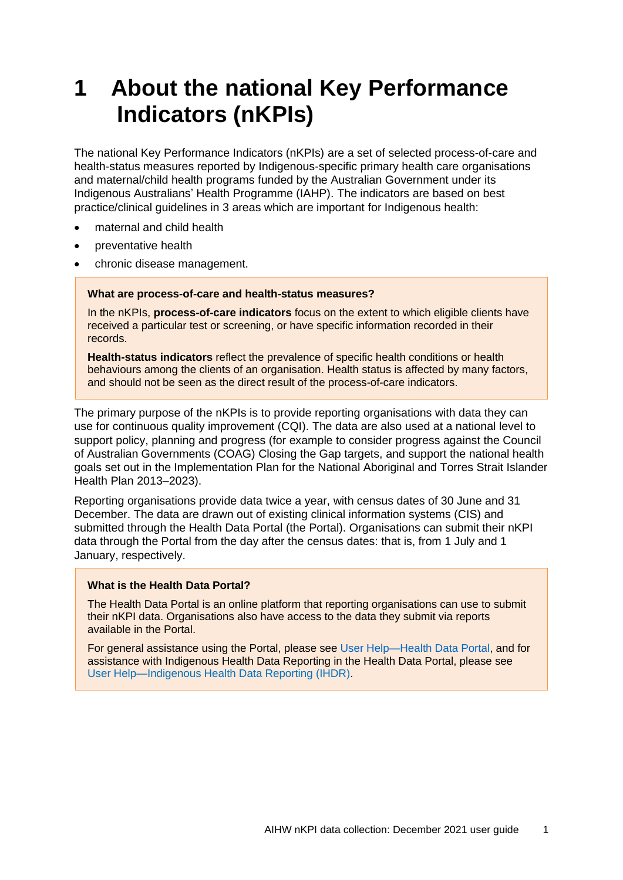# 1 About the national Key Performance Indicators (nKPIs)

The national Key Performance Indicators (nKPIs) are a set of selected process-of-care and health-status measures reported by Indigenous-specific primary health care organisations and maternal/child health programs funded by the Australian Government under its Indigenous Australians' Health Programme (IAHP). The indicators are based on best practice/clinical guidelines in 3 areas which are important for Indigenous health:

- maternal and child health
- preventative health
- chronic disease management.

> **What are process-of-care and health-status measures?**
>
> In the nKPIs, **process-of-care indicators** focus on the extent to which eligible clients have received a particular test or screening, or have specific information recorded in their records.
>
> **Health-status indicators** reflect the prevalence of specific health conditions or health behaviours among the clients of an organisation. Health status is affected by many factors, and should not be seen as the direct result of the process-of-care indicators.

The primary purpose of the nKPIs is to provide reporting organisations with data they can use for continuous quality improvement (CQI). The data are also used at a national level to support policy, planning and progress (for example to consider progress against the Council of Australian Governments (COAG) Closing the Gap targets, and support the national health goals set out in the Implementation Plan for the National Aboriginal and Torres Strait Islander Health Plan 2013–2023).

Reporting organisations provide data twice a year, with census dates of 30 June and 31 December. The data are drawn out of existing clinical information systems (CIS) and submitted through the Health Data Portal (the Portal). Organisations can submit their nKPI data through the Portal from the day after the census dates: that is, from 1 July and 1 January, respectively.

> **What is the Health Data Portal?**
>
> The Health Data Portal is an online platform that reporting organisations can use to submit their nKPI data. Organisations also have access to the data they submit via reports available in the Portal.
>
> For general assistance using the Portal, please see User Help—Health Data Portal, and for assistance with Indigenous Health Data Reporting in the Health Data Portal, please see User Help—Indigenous Health Data Reporting (IHDR).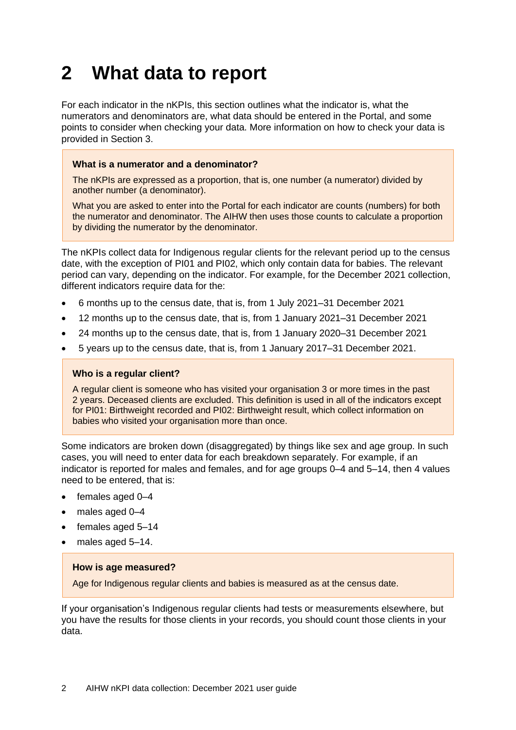# 2 What data to report

For each indicator in the nKPIs, this section outlines what the indicator is, what the numerators and denominators are, what data should be entered in the Portal, and some points to consider when checking your data. More information on how to check your data is provided in Section 3.

> **What is a numerator and a denominator?**
>
> The nKPIs are expressed as a proportion, that is, one number (a numerator) divided by another number (a denominator).
>
> What you are asked to enter into the Portal for each indicator are counts (numbers) for both the numerator and denominator. The AIHW then uses those counts to calculate a proportion by dividing the numerator by the denominator.

The nKPIs collect data for Indigenous regular clients for the relevant period up to the census date, with the exception of PI01 and PI02, which only contain data for babies. The relevant period can vary, depending on the indicator. For example, for the December 2021 collection, different indicators require data for the:

- 6 months up to the census date, that is, from 1 July 2021–31 December 2021
- 12 months up to the census date, that is, from 1 January 2021–31 December 2021
- 24 months up to the census date, that is, from 1 January 2020–31 December 2021
- 5 years up to the census date, that is, from 1 January 2017–31 December 2021.

> **Who is a regular client?**
>
> A regular client is someone who has visited your organisation 3 or more times in the past 2 years. Deceased clients are excluded. This definition is used in all of the indicators except for PI01: Birthweight recorded and PI02: Birthweight result, which collect information on babies who visited your organisation more than once.

Some indicators are broken down (disaggregated) by things like sex and age group. In such cases, you will need to enter data for each breakdown separately. For example, if an indicator is reported for males and females, and for age groups 0–4 and 5–14, then 4 values need to be entered, that is:

- females aged 0–4
- males aged 0–4
- females aged 5–14
- males aged 5–14.

> **How is age measured?**
>
> Age for Indigenous regular clients and babies is measured as at the census date.

If your organisation's Indigenous regular clients had tests or measurements elsewhere, but you have the results for those clients in your records, you should count those clients in your data.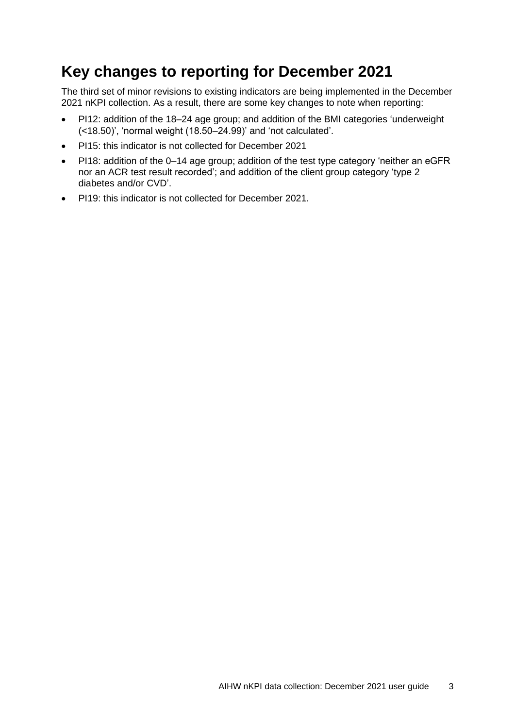# Key changes to reporting for December 2021

The third set of minor revisions to existing indicators are being implemented in the December 2021 nKPI collection. As a result, there are some key changes to note when reporting:

- PI12: addition of the 18–24 age group; and addition of the BMI categories 'underweight (<18.50)', 'normal weight (18.50–24.99)' and 'not calculated'.
- PI15: this indicator is not collected for December 2021
- PI18: addition of the 0–14 age group; addition of the test type category 'neither an eGFR nor an ACR test result recorded'; and addition of the client group category 'type 2 diabetes and/or CVD'.
- PI19: this indicator is not collected for December 2021.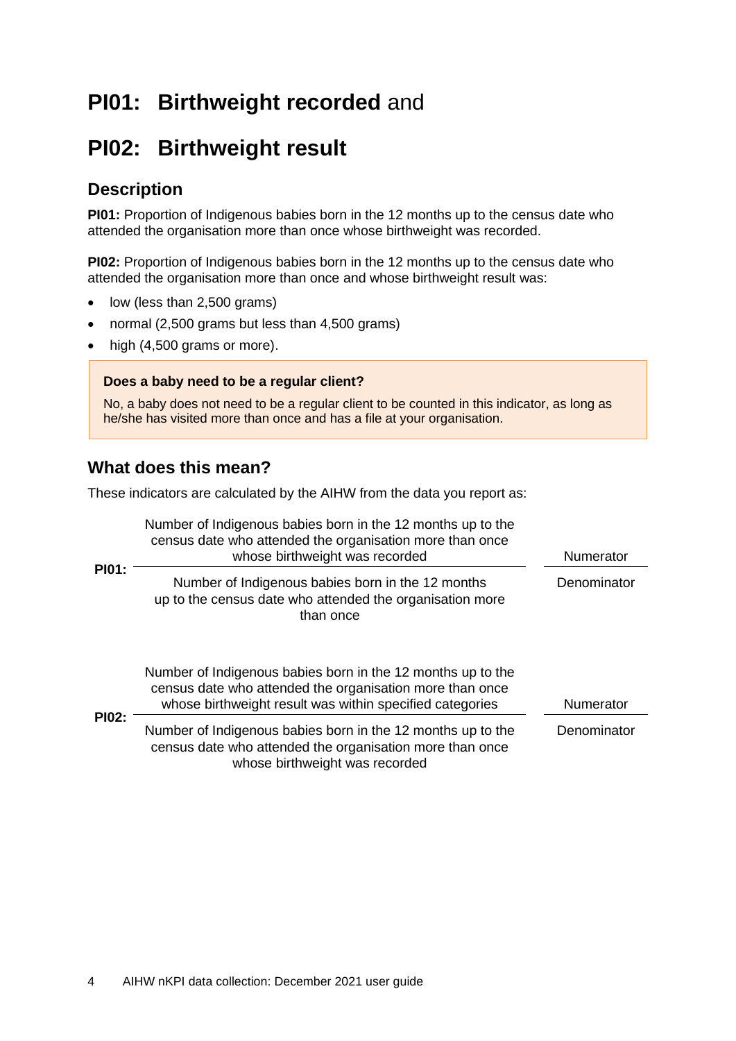# PI01: Birthweight recorded and

# PI02: Birthweight result

## Description

**PI01:** Proportion of Indigenous babies born in the 12 months up to the census date who attended the organisation more than once whose birthweight was recorded.

**PI02:** Proportion of Indigenous babies born in the 12 months up to the census date who attended the organisation more than once and whose birthweight result was:

- low (less than 2,500 grams)
- normal (2,500 grams but less than 4,500 grams)
- high (4,500 grams or more).

> **Does a baby need to be a regular client?**
>
> No, a baby does not need to be a regular client to be counted in this indicator, as long as he/she has visited more than once and has a file at your organisation.

## What does this mean?

These indicators are calculated by the AIHW from the data you report as:

**PI01:**

| | Fraction | |
|---|---|---|
| **PI01:** | Number of Indigenous babies born in the 12 months up to the census date who attended the organisation more than once whose birthweight was recorded | Numerator |
| | Number of Indigenous babies born in the 12 months up to the census date who attended the organisation more than once | Denominator |

**PI02:**

| | Fraction | |
|---|---|---|
| **PI02:** | Number of Indigenous babies born in the 12 months up to the census date who attended the organisation more than once whose birthweight result was within specified categories | Numerator |
| | Number of Indigenous babies born in the 12 months up to the census date who attended the organisation more than once whose birthweight was recorded | Denominator |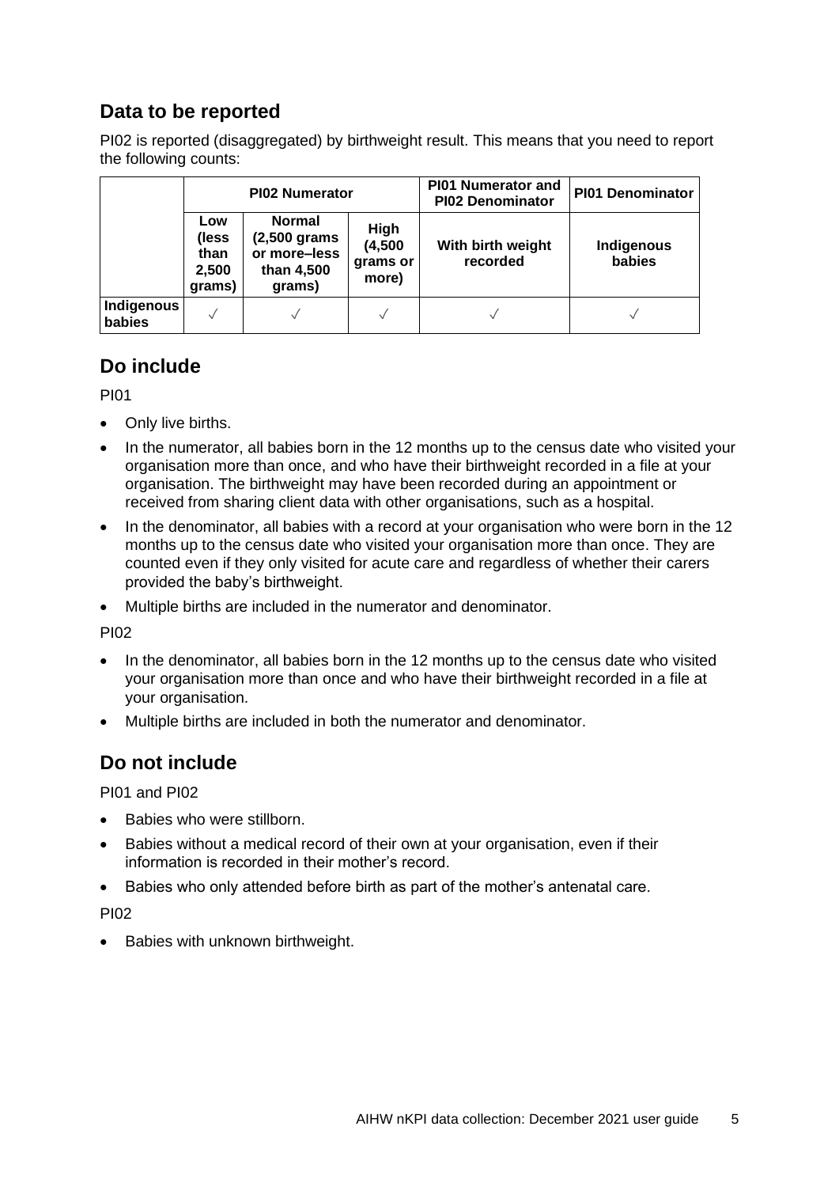## Data to be reported

PI02 is reported (disaggregated) by birthweight result. This means that you need to report the following counts:

| | PI02 Numerator | | | PI01 Numerator and PI02 Denominator | PI01 Denominator |
|---|---|---|---|---|---|
| | Low (less than 2,500 grams) | Normal (2,500 grams or more–less than 4,500 grams) | High (4,500 grams or more) | With birth weight recorded | Indigenous babies |
| **Indigenous babies** | ✓ | ✓ | ✓ | ✓ | ✓ |

## Do include

PI01

- Only live births.
- In the numerator, all babies born in the 12 months up to the census date who visited your organisation more than once, and who have their birthweight recorded in a file at your organisation. The birthweight may have been recorded during an appointment or received from sharing client data with other organisations, such as a hospital.
- In the denominator, all babies with a record at your organisation who were born in the 12 months up to the census date who visited your organisation more than once. They are counted even if they only visited for acute care and regardless of whether their carers provided the baby's birthweight.
- Multiple births are included in the numerator and denominator.

PI02

- In the denominator, all babies born in the 12 months up to the census date who visited your organisation more than once and who have their birthweight recorded in a file at your organisation.
- Multiple births are included in both the numerator and denominator.

## Do not include

PI01 and PI02

- Babies who were stillborn.
- Babies without a medical record of their own at your organisation, even if their information is recorded in their mother's record.
- Babies who only attended before birth as part of the mother's antenatal care.

PI02

- Babies with unknown birthweight.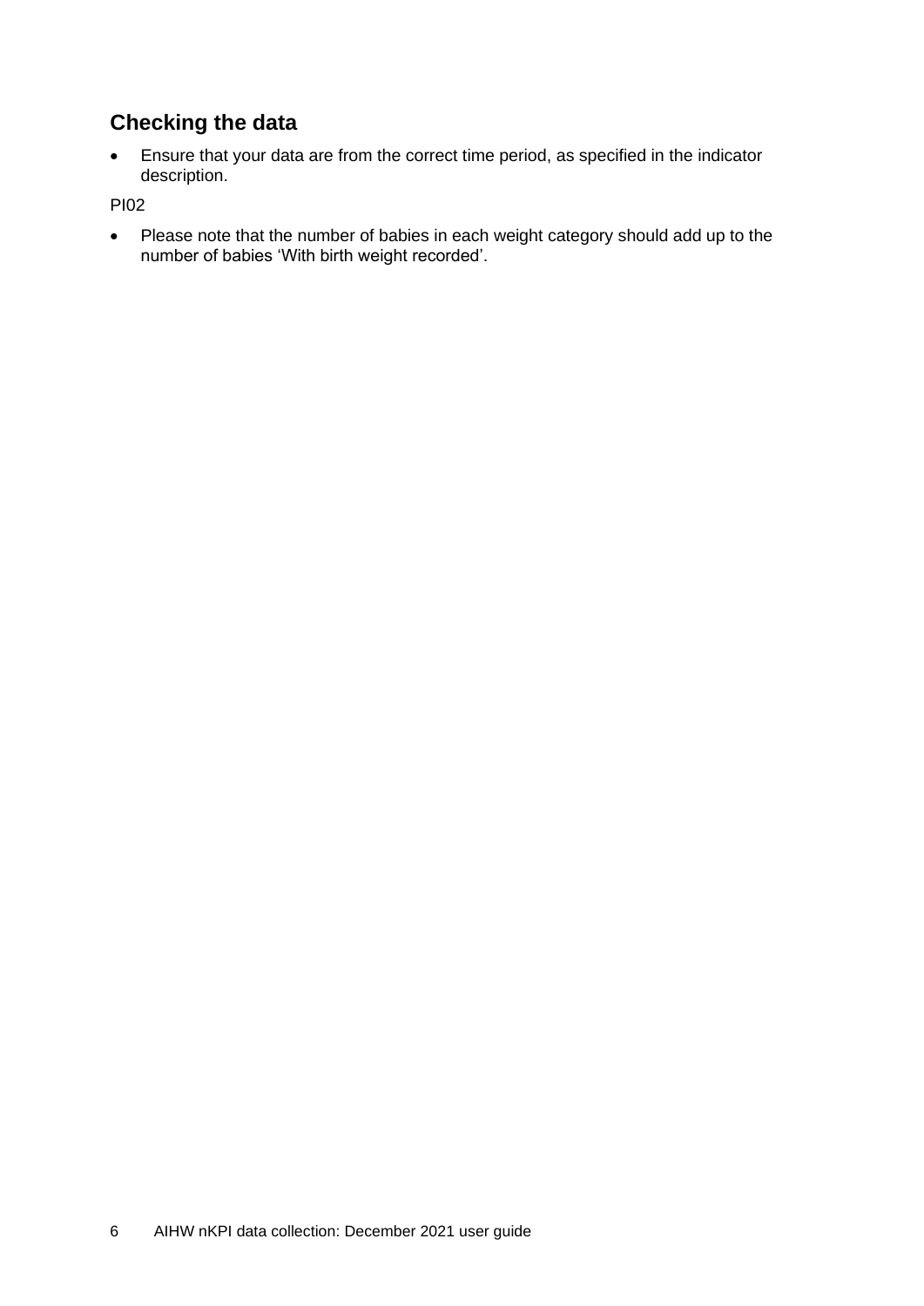## Checking the data

- Ensure that your data are from the correct time period, as specified in the indicator description.

PI02

- Please note that the number of babies in each weight category should add up to the number of babies ‘With birth weight recorded’.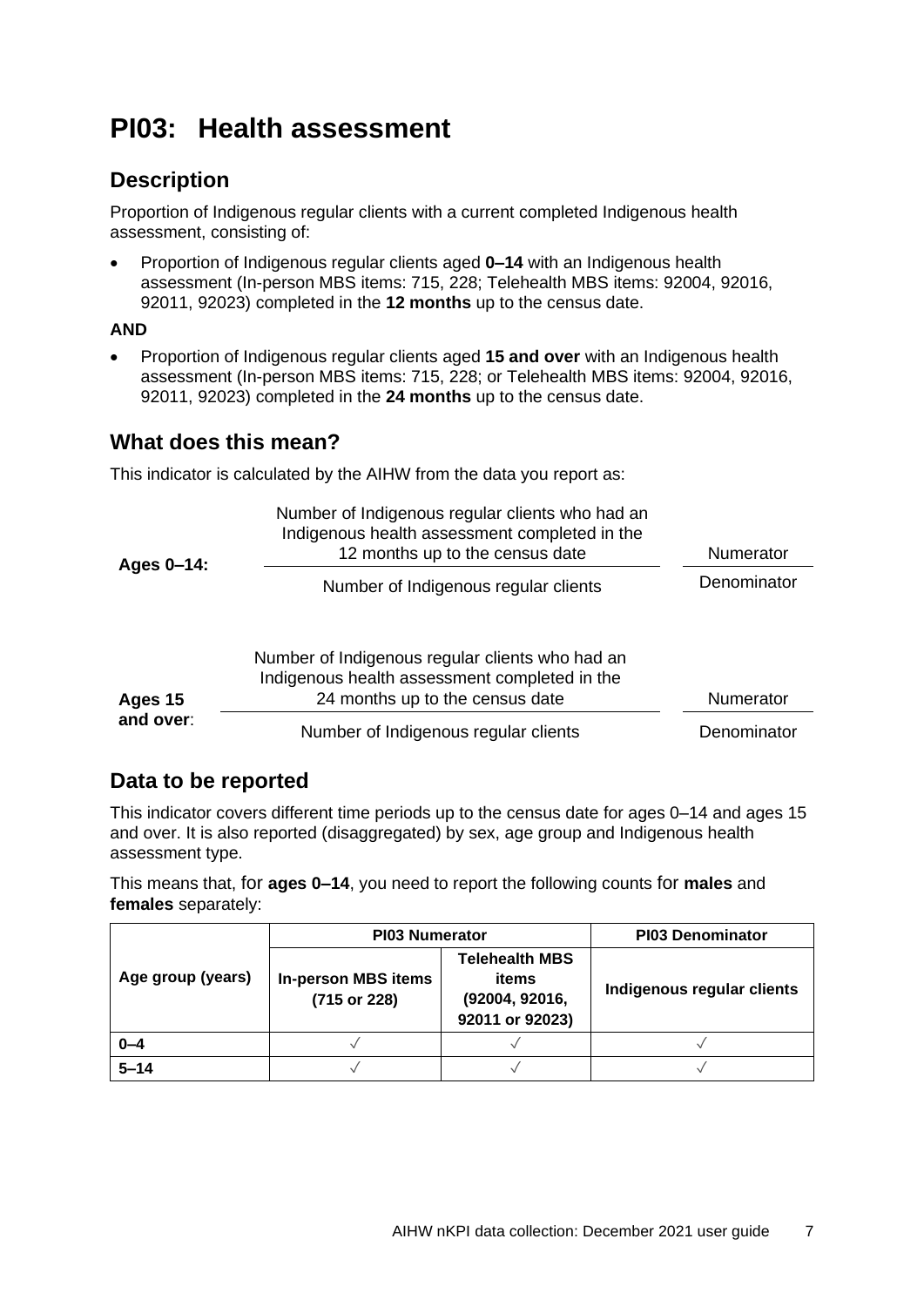# PI03: Health assessment

## Description

Proportion of Indigenous regular clients with a current completed Indigenous health assessment, consisting of:

- Proportion of Indigenous regular clients aged **0–14** with an Indigenous health assessment (In-person MBS items: 715, 228; Telehealth MBS items: 92004, 92016, 92011, 92023) completed in the **12 months** up to the census date.

**AND**

- Proportion of Indigenous regular clients aged **15 and over** with an Indigenous health assessment (In-person MBS items: 715, 228; or Telehealth MBS items: 92004, 92016, 92011, 92023) completed in the **24 months** up to the census date.

## What does this mean?

This indicator is calculated by the AIHW from the data you report as:

**Ages 0–14:**

| Number of Indigenous regular clients who had an Indigenous health assessment completed in the 12 months up to the census date | Numerator |
|---|---|
| Number of Indigenous regular clients | Denominator |

**Ages 15 and over**:

| Number of Indigenous regular clients who had an Indigenous health assessment completed in the 24 months up to the census date | Numerator |
|---|---|
| Number of Indigenous regular clients | Denominator |

## Data to be reported

This indicator covers different time periods up to the census date for ages 0–14 and ages 15 and over. It is also reported (disaggregated) by sex, age group and Indigenous health assessment type.

This means that, for **ages 0–14**, you need to report the following counts for **males** and **females** separately:

| Age group (years) | PI03 Numerator | | PI03 Denominator |
|---|---|---|---|
| | In-person MBS items (715 or 228) | Telehealth MBS items (92004, 92016, 92011 or 92023) | Indigenous regular clients |
| **0–4** | ✓ | ✓ | ✓ |
| **5–14** | ✓ | ✓ | ✓ |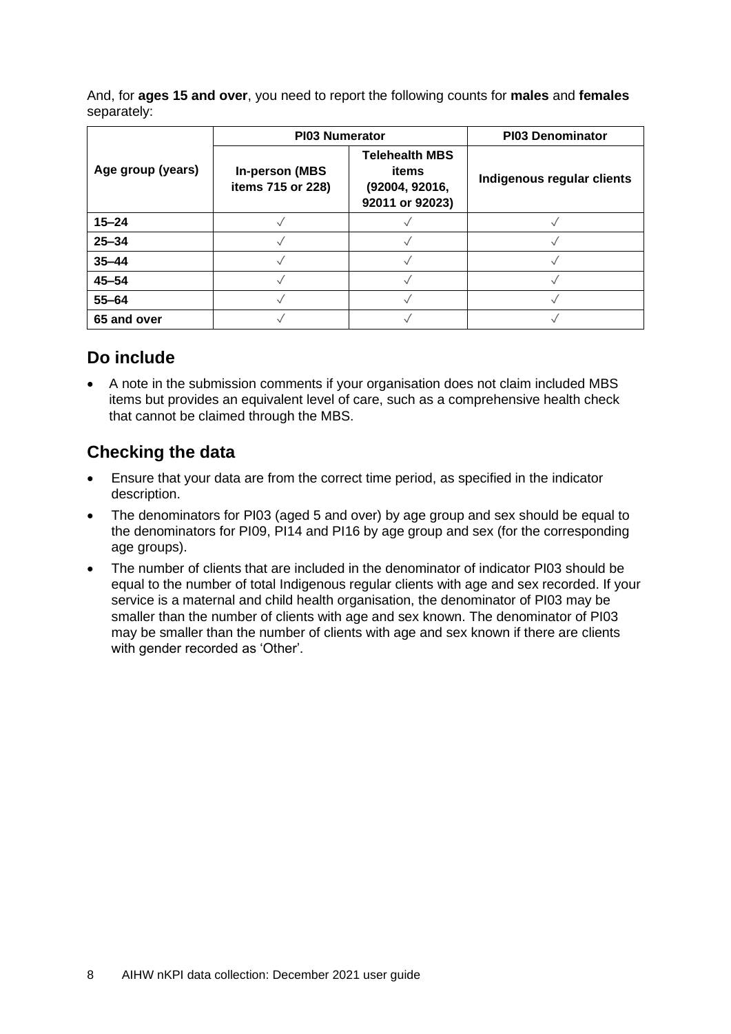And, for **ages 15 and over**, you need to report the following counts for **males** and **females** separately:

| Age group (years) | PI03 Numerator | | PI03 Denominator |
|---|---|---|---|
| | In-person (MBS items 715 or 228) | Telehealth MBS items (92004, 92016, 92011 or 92023) | Indigenous regular clients |
| **15–24** | √ | √ | √ |
| **25–34** | √ | √ | √ |
| **35–44** | √ | √ | √ |
| **45–54** | √ | √ | √ |
| **55–64** | √ | √ | √ |
| **65 and over** | √ | √ | √ |

## Do include

- A note in the submission comments if your organisation does not claim included MBS items but provides an equivalent level of care, such as a comprehensive health check that cannot be claimed through the MBS.

## Checking the data

- Ensure that your data are from the correct time period, as specified in the indicator description.
- The denominators for PI03 (aged 5 and over) by age group and sex should be equal to the denominators for PI09, PI14 and PI16 by age group and sex (for the corresponding age groups).
- The number of clients that are included in the denominator of indicator PI03 should be equal to the number of total Indigenous regular clients with age and sex recorded. If your service is a maternal and child health organisation, the denominator of PI03 may be smaller than the number of clients with age and sex known. The denominator of PI03 may be smaller than the number of clients with age and sex known if there are clients with gender recorded as 'Other'.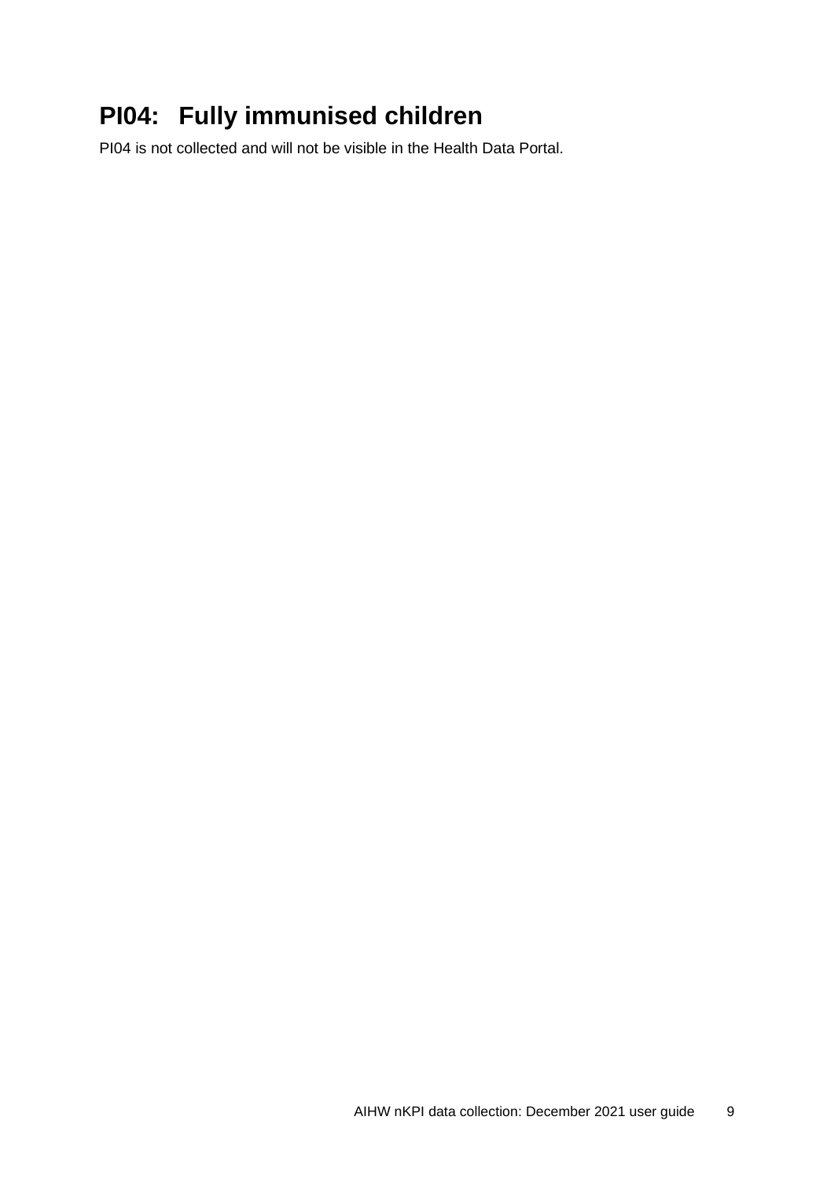# PI04: Fully immunised children

PI04 is not collected and will not be visible in the Health Data Portal.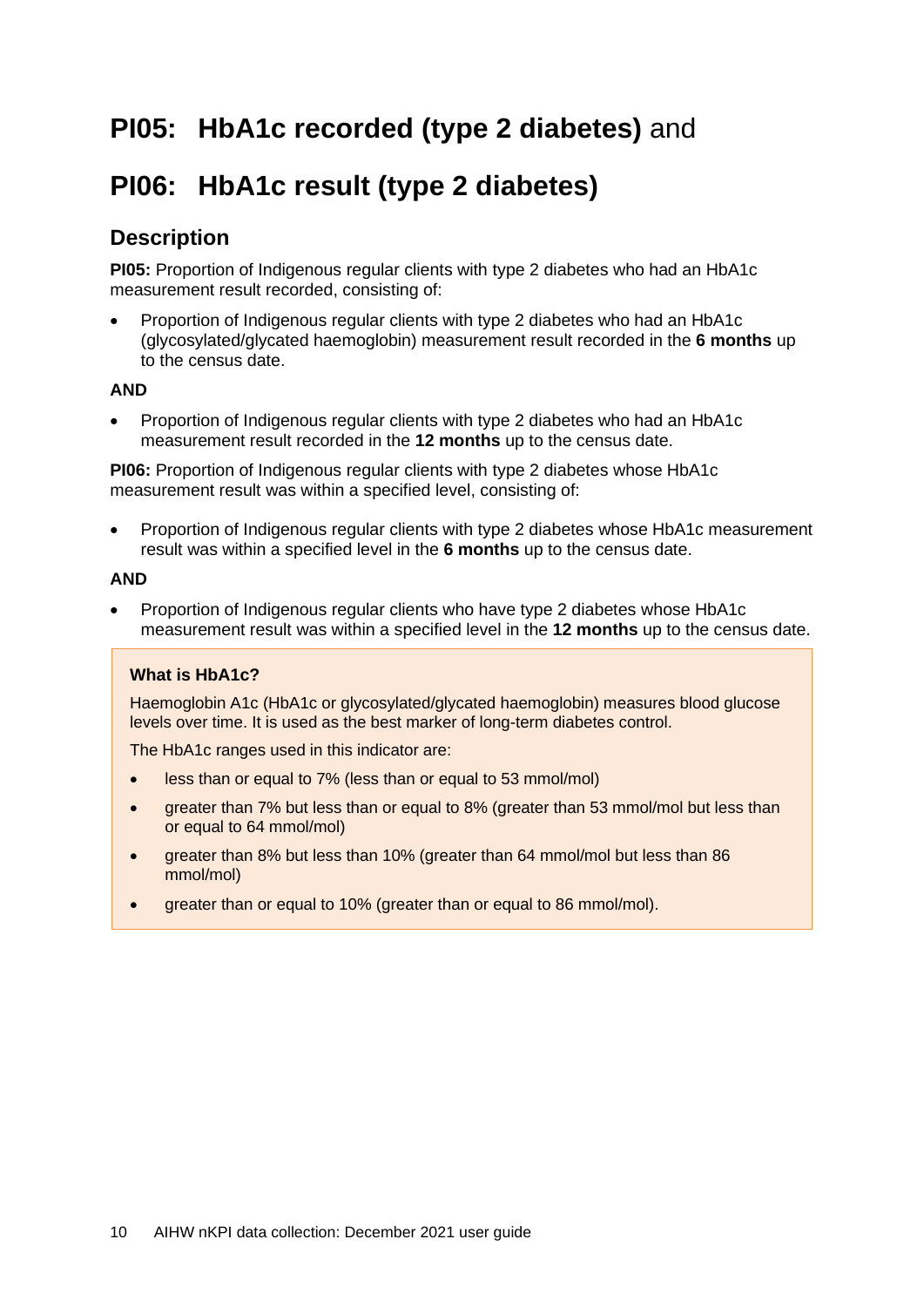# PI05: HbA1c recorded (type 2 diabetes) and

# PI06: HbA1c result (type 2 diabetes)

## Description

**PI05:** Proportion of Indigenous regular clients with type 2 diabetes who had an HbA1c measurement result recorded, consisting of:

- Proportion of Indigenous regular clients with type 2 diabetes who had an HbA1c (glycosylated/glycated haemoglobin) measurement result recorded in the **6 months** up to the census date.

**AND**

- Proportion of Indigenous regular clients with type 2 diabetes who had an HbA1c measurement result recorded in the **12 months** up to the census date.

**PI06:** Proportion of Indigenous regular clients with type 2 diabetes whose HbA1c measurement result was within a specified level, consisting of:

- Proportion of Indigenous regular clients with type 2 diabetes whose HbA1c measurement result was within a specified level in the **6 months** up to the census date.

**AND**

- Proportion of Indigenous regular clients who have type 2 diabetes whose HbA1c measurement result was within a specified level in the **12 months** up to the census date.

**What is HbA1c?**

Haemoglobin A1c (HbA1c or glycosylated/glycated haemoglobin) measures blood glucose levels over time. It is used as the best marker of long-term diabetes control.

The HbA1c ranges used in this indicator are:

- less than or equal to 7% (less than or equal to 53 mmol/mol)
- greater than 7% but less than or equal to 8% (greater than 53 mmol/mol but less than or equal to 64 mmol/mol)
- greater than 8% but less than 10% (greater than 64 mmol/mol but less than 86 mmol/mol)
- greater than or equal to 10% (greater than or equal to 86 mmol/mol).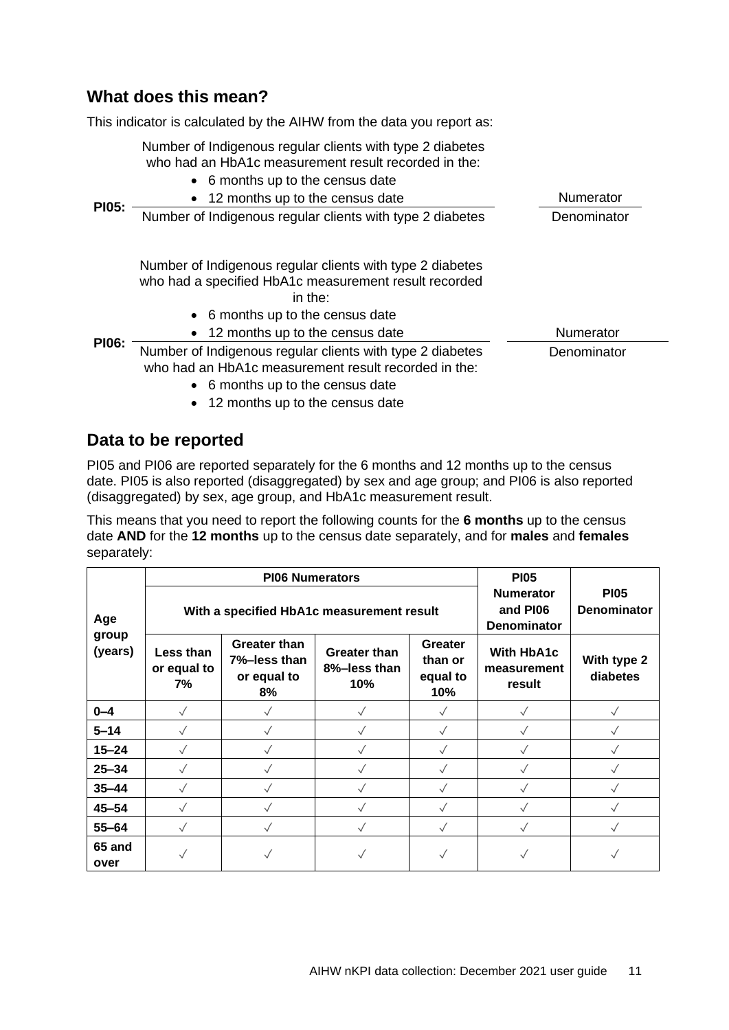## What does this mean?

This indicator is calculated by the AIHW from the data you report as:

**PI05:**

Number of Indigenous regular clients with type 2 diabetes who had an HbA1c measurement result recorded in the:

- 6 months up to the census date
- 12 months up to the census date

——————————————————— Numerator

Number of Indigenous regular clients with type 2 diabetes — Denominator

**PI06:**

Number of Indigenous regular clients with type 2 diabetes who had a specified HbA1c measurement result recorded in the:

- 6 months up to the census date
- 12 months up to the census date

——————————————————— Numerator

Number of Indigenous regular clients with type 2 diabetes who had an HbA1c measurement result recorded in the:

- 6 months up to the census date
- 12 months up to the census date

— Denominator

## Data to be reported

PI05 and PI06 are reported separately for the 6 months and 12 months up to the census date. PI05 is also reported (disaggregated) by sex and age group; and PI06 is also reported (disaggregated) by sex, age group, and HbA1c measurement result.

This means that you need to report the following counts for the **6 months** up to the census date **AND** for the **12 months** up to the census date separately, and for **males** and **females** separately:

| Age group (years) | PI06 Numerators | | | | PI05 Numerator and PI06 Denominator | PI05 Denominator |
|---|---|---|---|---|---|---|
| | With a specified HbA1c measurement result | | | | | |
| | Less than or equal to 7% | Greater than 7%–less than or equal to 8% | Greater than 8%–less than 10% | Greater than or equal to 10% | With HbA1c measurement result | With type 2 diabetes |
| **0–4** | ✓ | ✓ | ✓ | ✓ | ✓ | ✓ |
| **5–14** | ✓ | ✓ | ✓ | ✓ | ✓ | ✓ |
| **15–24** | ✓ | ✓ | ✓ | ✓ | ✓ | ✓ |
| **25–34** | ✓ | ✓ | ✓ | ✓ | ✓ | ✓ |
| **35–44** | ✓ | ✓ | ✓ | ✓ | ✓ | ✓ |
| **45–54** | ✓ | ✓ | ✓ | ✓ | ✓ | ✓ |
| **55–64** | ✓ | ✓ | ✓ | ✓ | ✓ | ✓ |
| **65 and over** | ✓ | ✓ | ✓ | ✓ | ✓ | ✓ |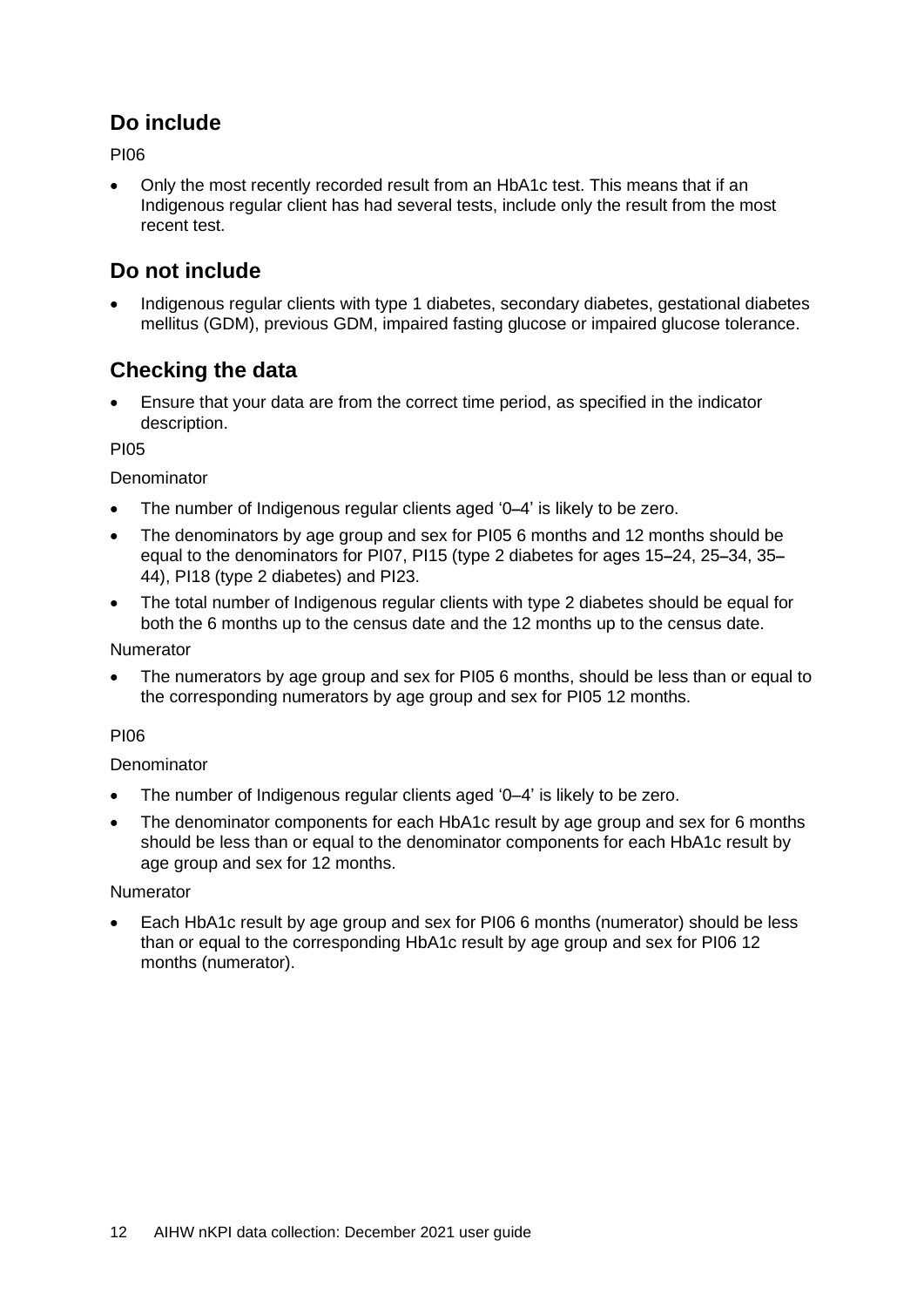## Do include

PI06

- Only the most recently recorded result from an HbA1c test. This means that if an Indigenous regular client has had several tests, include only the result from the most recent test.

## Do not include

- Indigenous regular clients with type 1 diabetes, secondary diabetes, gestational diabetes mellitus (GDM), previous GDM, impaired fasting glucose or impaired glucose tolerance.

## Checking the data

- Ensure that your data are from the correct time period, as specified in the indicator description.

PI05

Denominator

- The number of Indigenous regular clients aged '0–4' is likely to be zero.
- The denominators by age group and sex for PI05 6 months and 12 months should be equal to the denominators for PI07, PI15 (type 2 diabetes for ages 15–24, 25–34, 35–44), PI18 (type 2 diabetes) and PI23.
- The total number of Indigenous regular clients with type 2 diabetes should be equal for both the 6 months up to the census date and the 12 months up to the census date.

Numerator

- The numerators by age group and sex for PI05 6 months, should be less than or equal to the corresponding numerators by age group and sex for PI05 12 months.

PI06

Denominator

- The number of Indigenous regular clients aged '0–4' is likely to be zero.
- The denominator components for each HbA1c result by age group and sex for 6 months should be less than or equal to the denominator components for each HbA1c result by age group and sex for 12 months.

Numerator

- Each HbA1c result by age group and sex for PI06 6 months (numerator) should be less than or equal to the corresponding HbA1c result by age group and sex for PI06 12 months (numerator).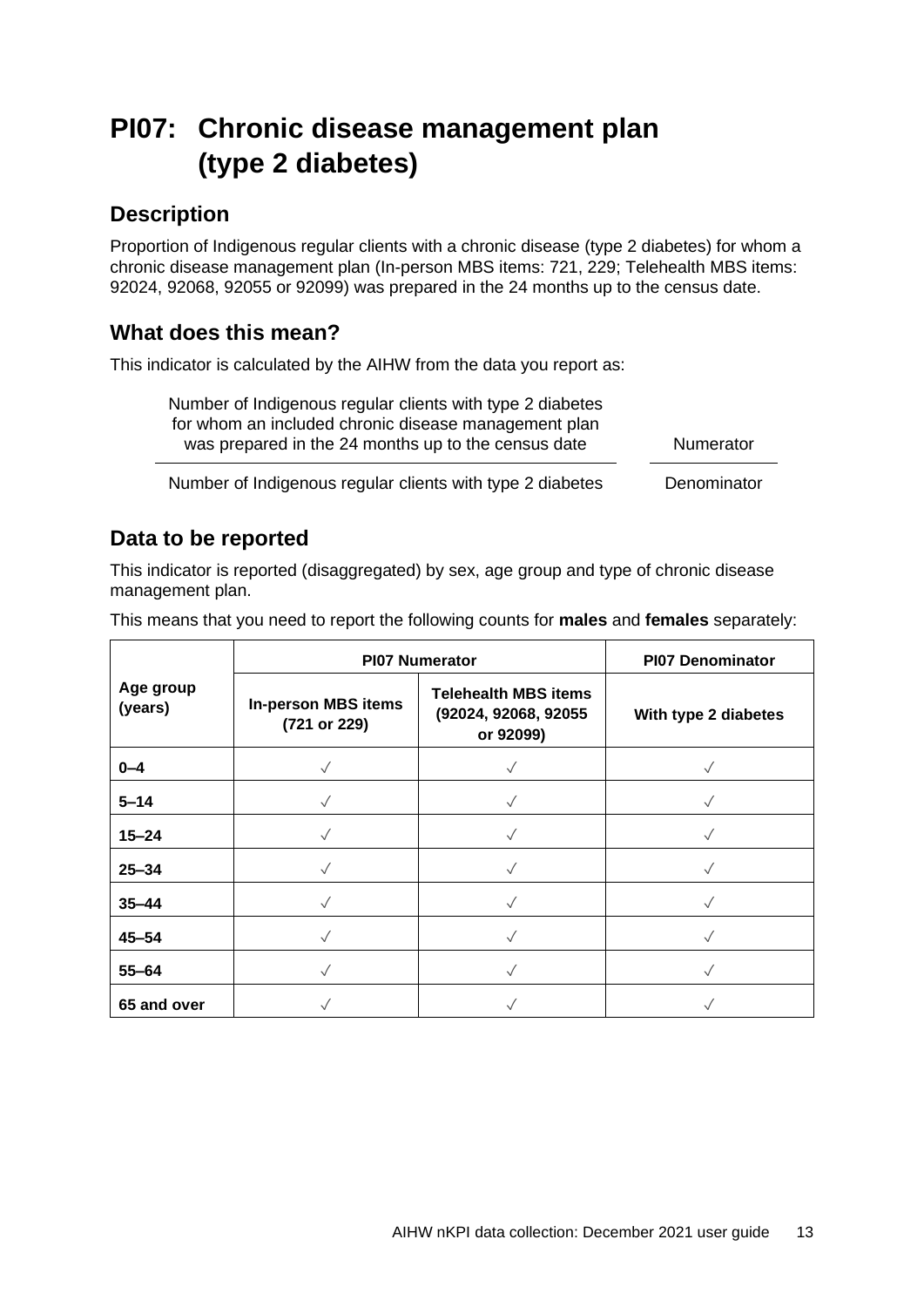# PI07: Chronic disease management plan (type 2 diabetes)

## Description

Proportion of Indigenous regular clients with a chronic disease (type 2 diabetes) for whom a chronic disease management plan (In-person MBS items: 721, 229; Telehealth MBS items: 92024, 92068, 92055 or 92099) was prepared in the 24 months up to the census date.

## What does this mean?

This indicator is calculated by the AIHW from the data you report as:

| Number of Indigenous regular clients with type 2 diabetes for whom an included chronic disease management plan was prepared in the 24 months up to the census date | Numerator |
|---|---|
| Number of Indigenous regular clients with type 2 diabetes | Denominator |

## Data to be reported

This indicator is reported (disaggregated) by sex, age group and type of chronic disease management plan.

This means that you need to report the following counts for **males** and **females** separately:

| Age group (years) | PI07 Numerator | | PI07 Denominator |
|---|---|---|---|
| | In-person MBS items (721 or 229) | Telehealth MBS items (92024, 92068, 92055 or 92099) | With type 2 diabetes |
| **0–4** | ✓ | ✓ | ✓ |
| **5–14** | ✓ | ✓ | ✓ |
| **15–24** | ✓ | ✓ | ✓ |
| **25–34** | ✓ | ✓ | ✓ |
| **35–44** | ✓ | ✓ | ✓ |
| **45–54** | ✓ | ✓ | ✓ |
| **55–64** | ✓ | ✓ | ✓ |
| **65 and over** | ✓ | ✓ | ✓ |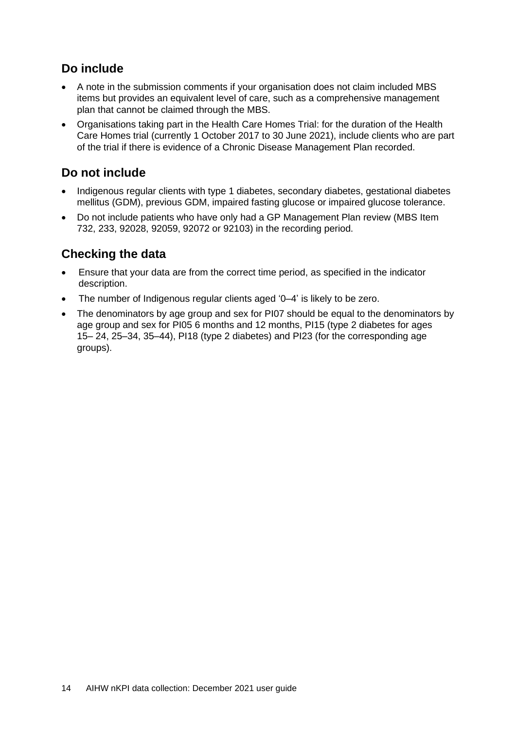## Do include

- A note in the submission comments if your organisation does not claim included MBS items but provides an equivalent level of care, such as a comprehensive management plan that cannot be claimed through the MBS.
- Organisations taking part in the Health Care Homes Trial: for the duration of the Health Care Homes trial (currently 1 October 2017 to 30 June 2021), include clients who are part of the trial if there is evidence of a Chronic Disease Management Plan recorded.

## Do not include

- Indigenous regular clients with type 1 diabetes, secondary diabetes, gestational diabetes mellitus (GDM), previous GDM, impaired fasting glucose or impaired glucose tolerance.
- Do not include patients who have only had a GP Management Plan review (MBS Item 732, 233, 92028, 92059, 92072 or 92103) in the recording period.

## Checking the data

- Ensure that your data are from the correct time period, as specified in the indicator description.
- The number of Indigenous regular clients aged '0–4' is likely to be zero.
- The denominators by age group and sex for PI07 should be equal to the denominators by age group and sex for PI05 6 months and 12 months, PI15 (type 2 diabetes for ages 15– 24, 25–34, 35–44), PI18 (type 2 diabetes) and PI23 (for the corresponding age groups).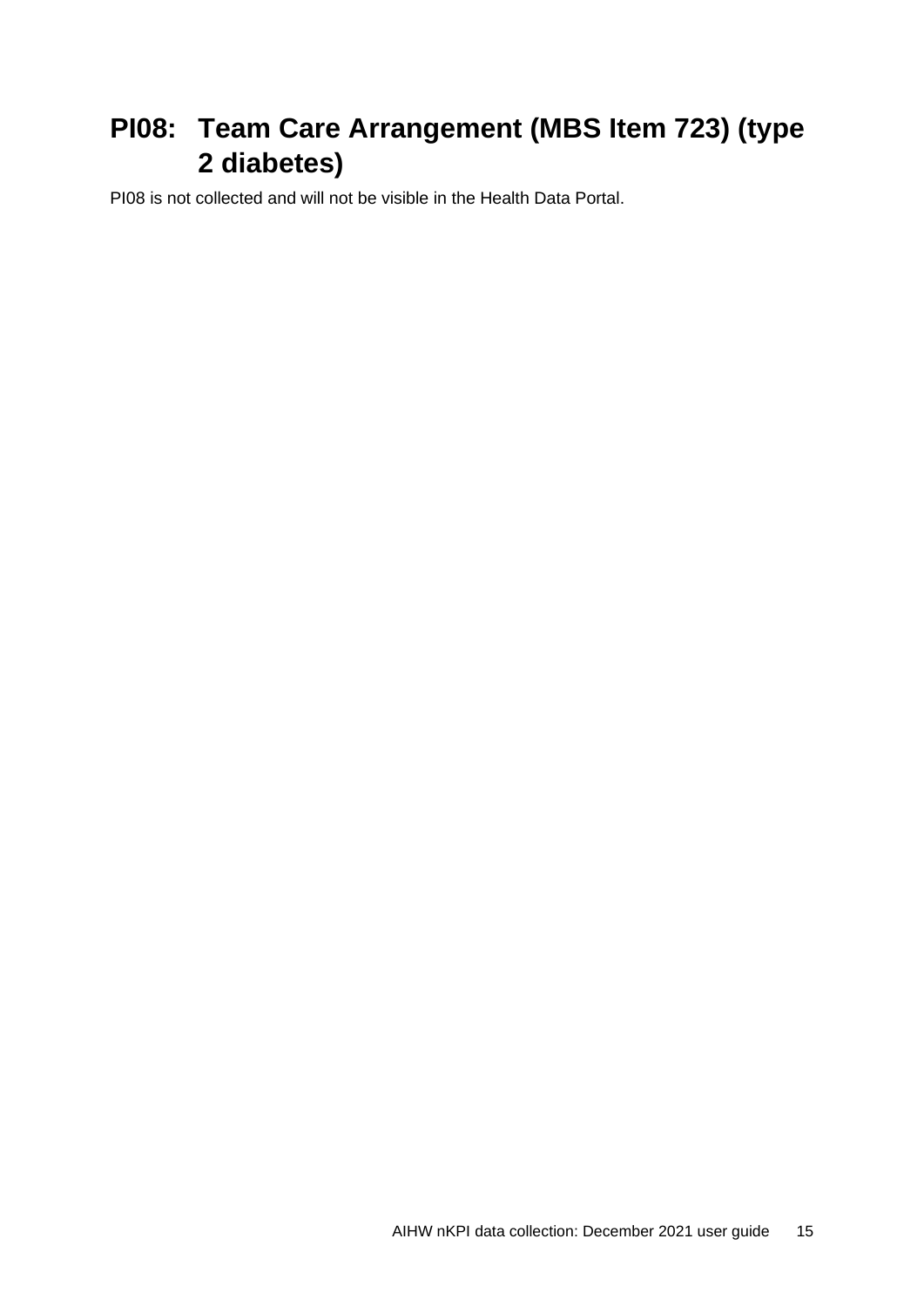# PI08: Team Care Arrangement (MBS Item 723) (type 2 diabetes)

PI08 is not collected and will not be visible in the Health Data Portal.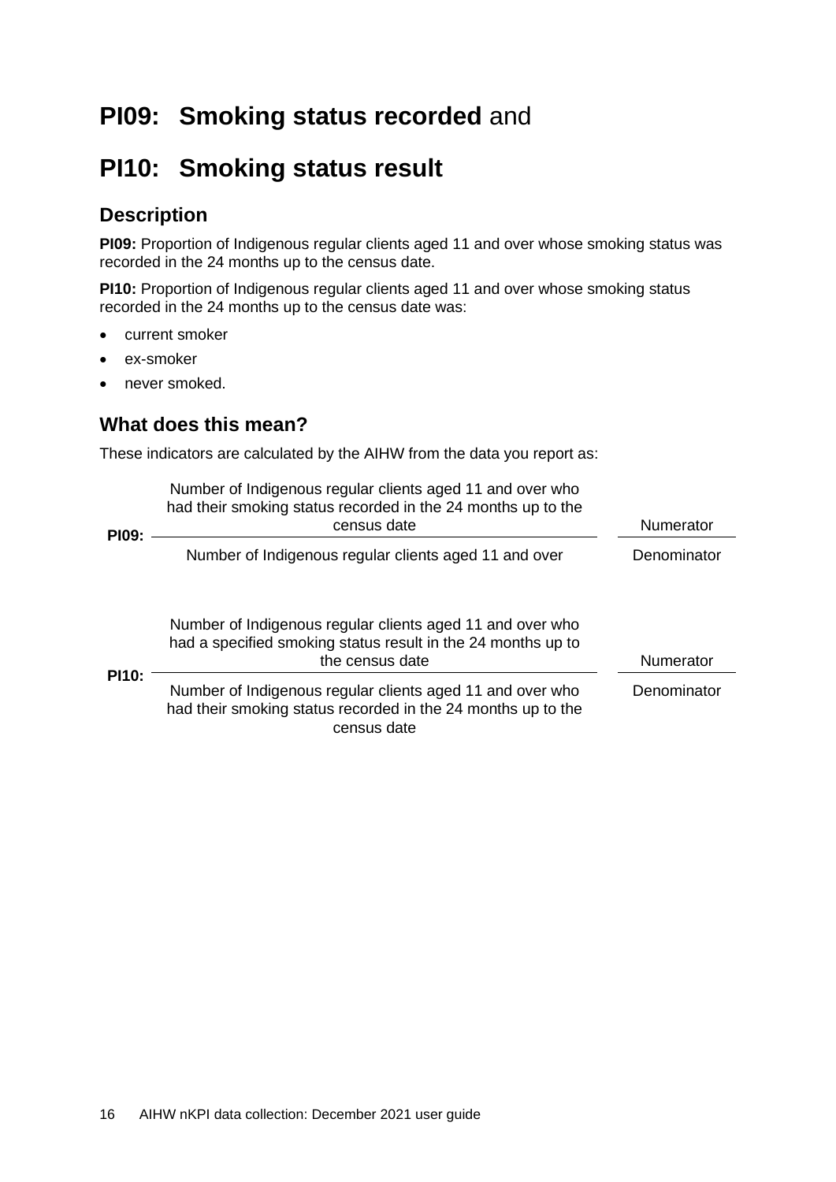# PI09: Smoking status recorded and

# PI10: Smoking status result

## Description

**PI09:** Proportion of Indigenous regular clients aged 11 and over whose smoking status was recorded in the 24 months up to the census date.

**PI10:** Proportion of Indigenous regular clients aged 11 and over whose smoking status recorded in the 24 months up to the census date was:

- current smoker
- ex-smoker
- never smoked.

## What does this mean?

These indicators are calculated by the AIHW from the data you report as:

| | | |
|---|---|---|
| **PI09:** | Number of Indigenous regular clients aged 11 and over who had their smoking status recorded in the 24 months up to the census date | Numerator |
| | Number of Indigenous regular clients aged 11 and over | Denominator |
| **PI10:** | Number of Indigenous regular clients aged 11 and over who had a specified smoking status result in the 24 months up to the census date | Numerator |
| | Number of Indigenous regular clients aged 11 and over who had their smoking status recorded in the 24 months up to the census date | Denominator |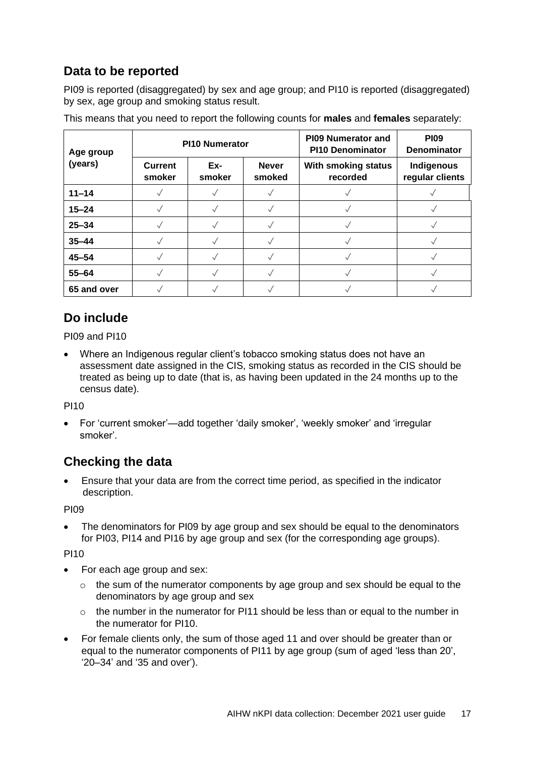## Data to be reported

PI09 is reported (disaggregated) by sex and age group; and PI10 is reported (disaggregated) by sex, age group and smoking status result.

This means that you need to report the following counts for **males** and **females** separately:

| Age group (years) | PI10 Numerator | | | PI09 Numerator and PI10 Denominator | PI09 Denominator |
|---|---|---|---|---|---|
| | Current smoker | Ex-smoker | Never smoked | With smoking status recorded | Indigenous regular clients |
| 11–14 | ✓ | ✓ | ✓ | ✓ | ✓ |
| 15–24 | ✓ | ✓ | ✓ | ✓ | ✓ |
| 25–34 | ✓ | ✓ | ✓ | ✓ | ✓ |
| 35–44 | ✓ | ✓ | ✓ | ✓ | ✓ |
| 45–54 | ✓ | ✓ | ✓ | ✓ | ✓ |
| 55–64 | ✓ | ✓ | ✓ | ✓ | ✓ |
| 65 and over | ✓ | ✓ | ✓ | ✓ | ✓ |

## Do include

PI09 and PI10

- Where an Indigenous regular client's tobacco smoking status does not have an assessment date assigned in the CIS, smoking status as recorded in the CIS should be treated as being up to date (that is, as having been updated in the 24 months up to the census date).

PI10

- For 'current smoker'—add together 'daily smoker', 'weekly smoker' and 'irregular smoker'.

## Checking the data

- Ensure that your data are from the correct time period, as specified in the indicator description.

PI09

- The denominators for PI09 by age group and sex should be equal to the denominators for PI03, PI14 and PI16 by age group and sex (for the corresponding age groups).

PI10

- For each age group and sex:
  - the sum of the numerator components by age group and sex should be equal to the denominators by age group and sex
  - the number in the numerator for PI11 should be less than or equal to the number in the numerator for PI10.
- For female clients only, the sum of those aged 11 and over should be greater than or equal to the numerator components of PI11 by age group (sum of aged 'less than 20', '20–34' and '35 and over').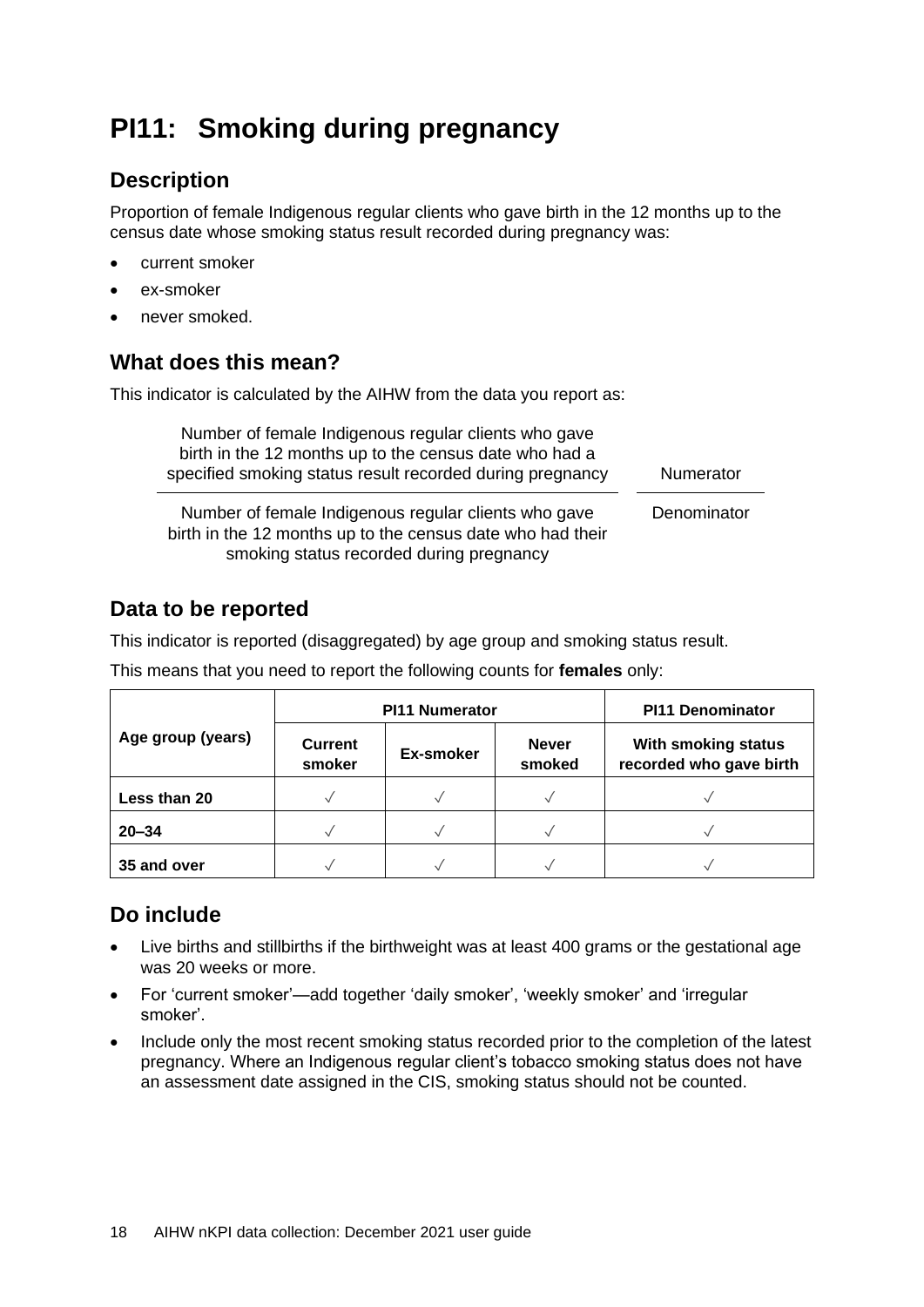# PI11: Smoking during pregnancy

## Description

Proportion of female Indigenous regular clients who gave birth in the 12 months up to the census date whose smoking status result recorded during pregnancy was:

- current smoker
- ex-smoker
- never smoked.

## What does this mean?

This indicator is calculated by the AIHW from the data you report as:

| | |
|---|---|
| Number of female Indigenous regular clients who gave birth in the 12 months up to the census date who had a specified smoking status result recorded during pregnancy | Numerator |
| Number of female Indigenous regular clients who gave birth in the 12 months up to the census date who had their smoking status recorded during pregnancy | Denominator |

## Data to be reported

This indicator is reported (disaggregated) by age group and smoking status result.

This means that you need to report the following counts for **females** only:

| Age group (years) | PI11 Numerator | | | PI11 Denominator |
|---|---|---|---|---|
| | Current smoker | Ex-smoker | Never smoked | With smoking status recorded who gave birth |
| **Less than 20** | √ | √ | √ | √ |
| **20–34** | √ | √ | √ | √ |
| **35 and over** | √ | √ | √ | √ |

## Do include

- Live births and stillbirths if the birthweight was at least 400 grams or the gestational age was 20 weeks or more.
- For 'current smoker'—add together 'daily smoker', 'weekly smoker' and 'irregular smoker'.
- Include only the most recent smoking status recorded prior to the completion of the latest pregnancy. Where an Indigenous regular client's tobacco smoking status does not have an assessment date assigned in the CIS, smoking status should not be counted.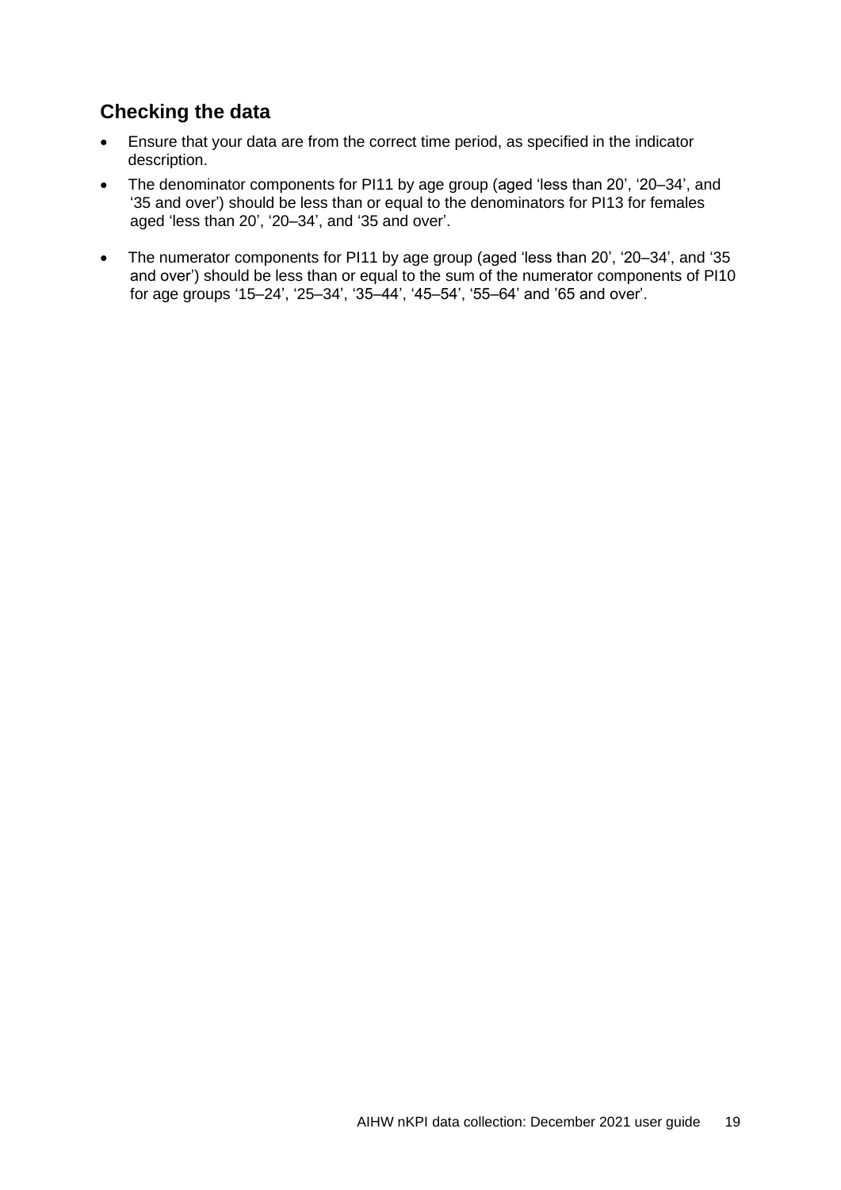## Checking the data

- Ensure that your data are from the correct time period, as specified in the indicator description.
- The denominator components for PI11 by age group (aged ‘less than 20’, ‘20–34’, and ‘35 and over’) should be less than or equal to the denominators for PI13 for females aged ‘less than 20’, ‘20–34’, and ‘35 and over’.
- The numerator components for PI11 by age group (aged ‘less than 20’, ‘20–34’, and ‘35 and over’) should be less than or equal to the sum of the numerator components of PI10 for age groups ‘15–24’, ‘25–34’, ‘35–44’, ‘45–54’, ‘55–64’ and ’65 and over’.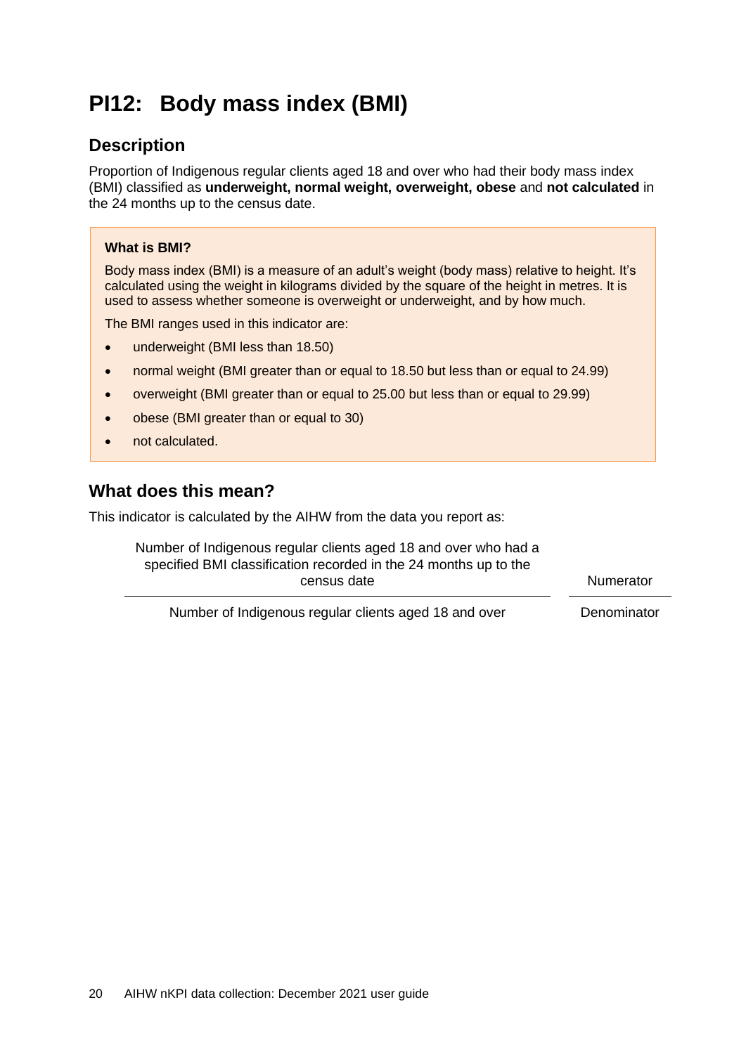# PI12: Body mass index (BMI)

## Description

Proportion of Indigenous regular clients aged 18 and over who had their body mass index (BMI) classified as **underweight, normal weight, overweight, obese** and **not calculated** in the 24 months up to the census date.

> **What is BMI?**
>
> Body mass index (BMI) is a measure of an adult's weight (body mass) relative to height. It's calculated using the weight in kilograms divided by the square of the height in metres. It is used to assess whether someone is overweight or underweight, and by how much.
>
> The BMI ranges used in this indicator are:
>
> - underweight (BMI less than 18.50)
> - normal weight (BMI greater than or equal to 18.50 but less than or equal to 24.99)
> - overweight (BMI greater than or equal to 25.00 but less than or equal to 29.99)
> - obese (BMI greater than or equal to 30)
> - not calculated.

## What does this mean?

This indicator is calculated by the AIHW from the data you report as:

| | |
|---|---|
| Number of Indigenous regular clients aged 18 and over who had a specified BMI classification recorded in the 24 months up to the census date | Numerator |
| Number of Indigenous regular clients aged 18 and over | Denominator |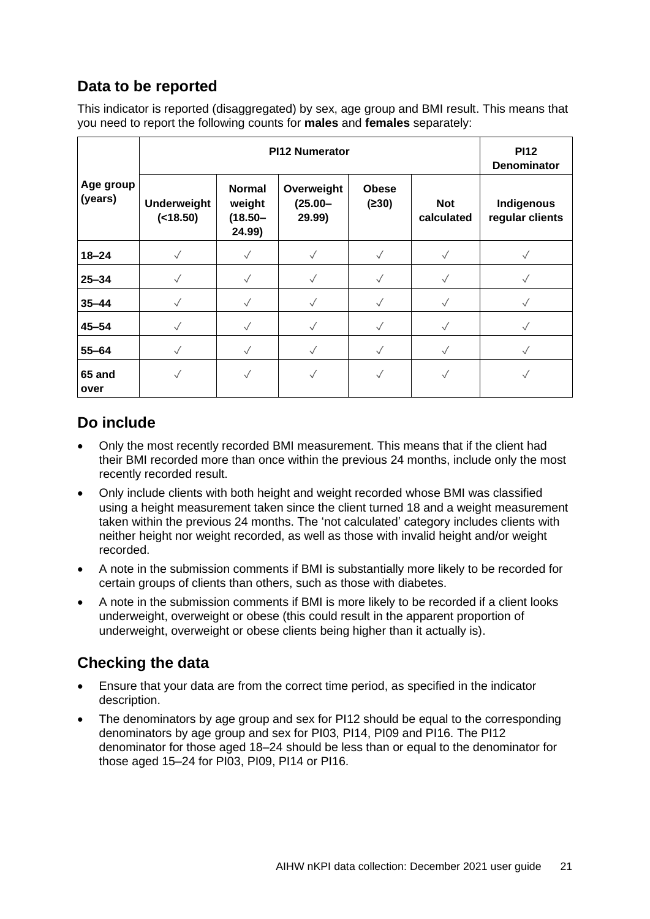## Data to be reported

This indicator is reported (disaggregated) by sex, age group and BMI result. This means that you need to report the following counts for **males** and **females** separately:

| Age group (years) | PI12 Numerator | | | | | PI12 Denominator |
|---|---|---|---|---|---|---|
| | Underweight (<18.50) | Normal weight (18.50–24.99) | Overweight (25.00–29.99) | Obese (≥30) | Not calculated | Indigenous regular clients |
| 18–24 | ✓ | ✓ | ✓ | ✓ | ✓ | ✓ |
| 25–34 | ✓ | ✓ | ✓ | ✓ | ✓ | ✓ |
| 35–44 | ✓ | ✓ | ✓ | ✓ | ✓ | ✓ |
| 45–54 | ✓ | ✓ | ✓ | ✓ | ✓ | ✓ |
| 55–64 | ✓ | ✓ | ✓ | ✓ | ✓ | ✓ |
| 65 and over | ✓ | ✓ | ✓ | ✓ | ✓ | ✓ |

## Do include

- Only the most recently recorded BMI measurement. This means that if the client had their BMI recorded more than once within the previous 24 months, include only the most recently recorded result.
- Only include clients with both height and weight recorded whose BMI was classified using a height measurement taken since the client turned 18 and a weight measurement taken within the previous 24 months. The 'not calculated' category includes clients with neither height nor weight recorded, as well as those with invalid height and/or weight recorded.
- A note in the submission comments if BMI is substantially more likely to be recorded for certain groups of clients than others, such as those with diabetes.
- A note in the submission comments if BMI is more likely to be recorded if a client looks underweight, overweight or obese (this could result in the apparent proportion of underweight, overweight or obese clients being higher than it actually is).

## Checking the data

- Ensure that your data are from the correct time period, as specified in the indicator description.
- The denominators by age group and sex for PI12 should be equal to the corresponding denominators by age group and sex for PI03, PI14, PI09 and PI16. The PI12 denominator for those aged 18–24 should be less than or equal to the denominator for those aged 15–24 for PI03, PI09, PI14 or PI16.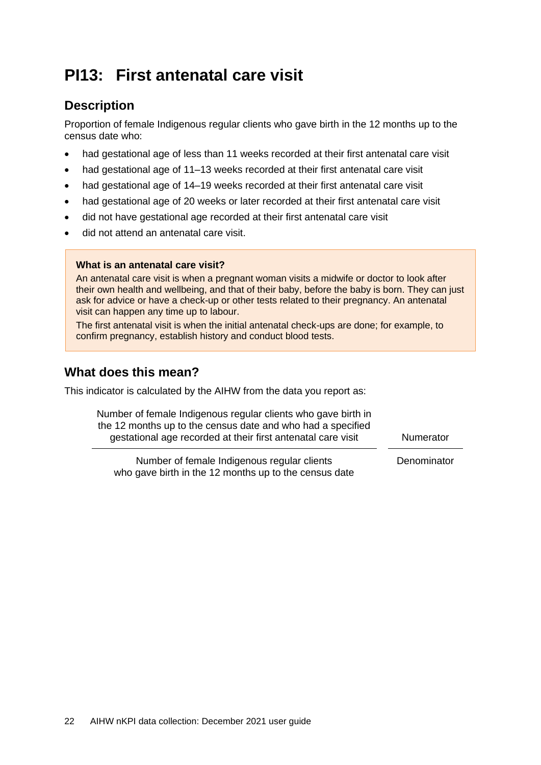# PI13: First antenatal care visit

## Description

Proportion of female Indigenous regular clients who gave birth in the 12 months up to the census date who:

- had gestational age of less than 11 weeks recorded at their first antenatal care visit
- had gestational age of 11–13 weeks recorded at their first antenatal care visit
- had gestational age of 14–19 weeks recorded at their first antenatal care visit
- had gestational age of 20 weeks or later recorded at their first antenatal care visit
- did not have gestational age recorded at their first antenatal care visit
- did not attend an antenatal care visit.

> **What is an antenatal care visit?**
>
> An antenatal care visit is when a pregnant woman visits a midwife or doctor to look after their own health and wellbeing, and that of their baby, before the baby is born. They can just ask for advice or have a check-up or other tests related to their pregnancy. An antenatal visit can happen any time up to labour.
>
> The first antenatal visit is when the initial antenatal check-ups are done; for example, to confirm pregnancy, establish history and conduct blood tests.

## What does this mean?

This indicator is calculated by the AIHW from the data you report as:

| | |
|---|---|
| Number of female Indigenous regular clients who gave birth in the 12 months up to the census date and who had a specified gestational age recorded at their first antenatal care visit | Numerator |
| Number of female Indigenous regular clients who gave birth in the 12 months up to the census date | Denominator |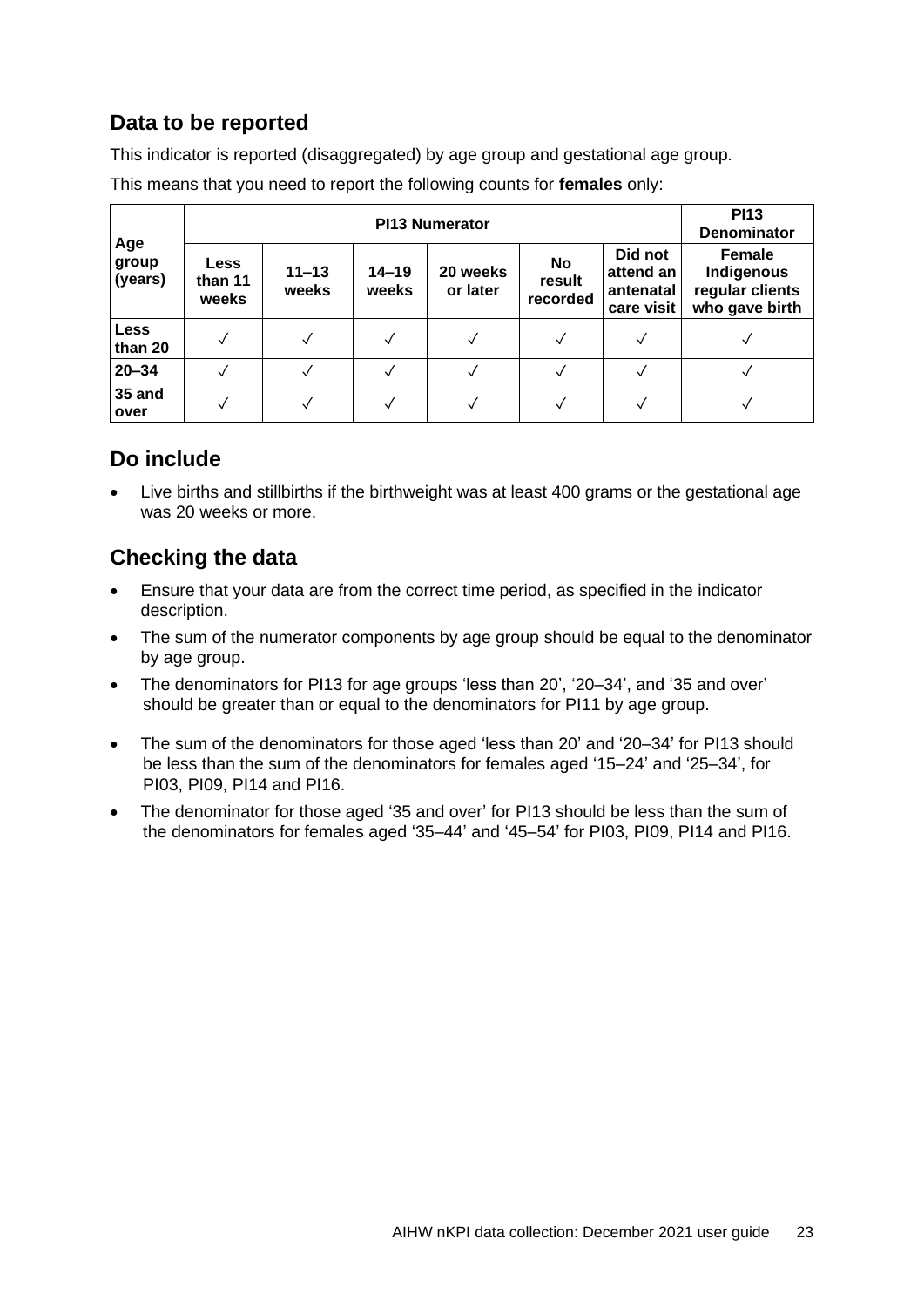## Data to be reported

This indicator is reported (disaggregated) by age group and gestational age group.

This means that you need to report the following counts for **females** only:

| Age group (years) | PI13 Numerator | | | | | | PI13 Denominator |
|---|---|---|---|---|---|---|---|
| | Less than 11 weeks | 11–13 weeks | 14–19 weeks | 20 weeks or later | No result recorded | Did not attend an antenatal care visit | Female Indigenous regular clients who gave birth |
| Less than 20 | ✓ | ✓ | ✓ | ✓ | ✓ | ✓ | ✓ |
| 20–34 | ✓ | ✓ | ✓ | ✓ | ✓ | ✓ | ✓ |
| 35 and over | ✓ | ✓ | ✓ | ✓ | ✓ | ✓ | ✓ |

## Do include

- Live births and stillbirths if the birthweight was at least 400 grams or the gestational age was 20 weeks or more.

## Checking the data

- Ensure that your data are from the correct time period, as specified in the indicator description.
- The sum of the numerator components by age group should be equal to the denominator by age group.
- The denominators for PI13 for age groups 'less than 20', '20–34', and '35 and over' should be greater than or equal to the denominators for PI11 by age group.
- The sum of the denominators for those aged 'less than 20' and '20–34' for PI13 should be less than the sum of the denominators for females aged '15–24' and '25–34', for PI03, PI09, PI14 and PI16.
- The denominator for those aged '35 and over' for PI13 should be less than the sum of the denominators for females aged '35–44' and '45–54' for PI03, PI09, PI14 and PI16.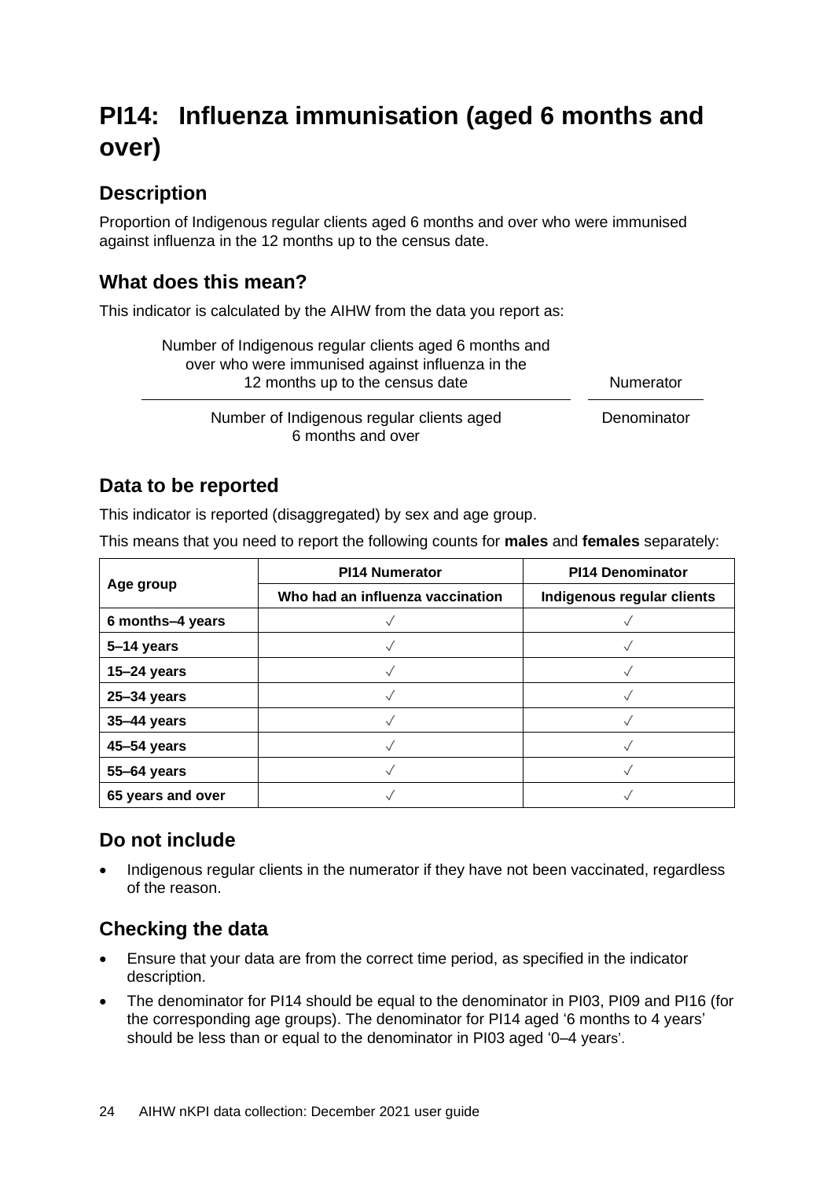# PI14: Influenza immunisation (aged 6 months and over)

## Description

Proportion of Indigenous regular clients aged 6 months and over who were immunised against influenza in the 12 months up to the census date.

## What does this mean?

This indicator is calculated by the AIHW from the data you report as:

| | |
|---|---|
| Number of Indigenous regular clients aged 6 months and over who were immunised against influenza in the 12 months up to the census date | Numerator |
| Number of Indigenous regular clients aged 6 months and over | Denominator |

## Data to be reported

This indicator is reported (disaggregated) by sex and age group.

This means that you need to report the following counts for **males** and **females** separately:

| Age group | PI14 Numerator | PI14 Denominator |
|---|---|---|
| | Who had an influenza vaccination | Indigenous regular clients |
| **6 months–4 years** | √ | √ |
| **5–14 years** | √ | √ |
| **15–24 years** | √ | √ |
| **25–34 years** | √ | √ |
| **35–44 years** | √ | √ |
| **45–54 years** | √ | √ |
| **55–64 years** | √ | √ |
| **65 years and over** | √ | √ |

## Do not include

- Indigenous regular clients in the numerator if they have not been vaccinated, regardless of the reason.

## Checking the data

- Ensure that your data are from the correct time period, as specified in the indicator description.
- The denominator for PI14 should be equal to the denominator in PI03, PI09 and PI16 (for the corresponding age groups). The denominator for PI14 aged '6 months to 4 years' should be less than or equal to the denominator in PI03 aged '0–4 years'.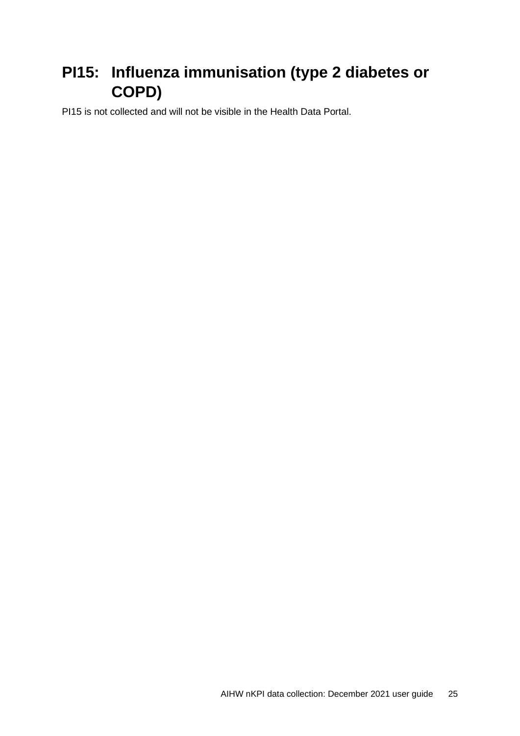# PI15: Influenza immunisation (type 2 diabetes or COPD)

PI15 is not collected and will not be visible in the Health Data Portal.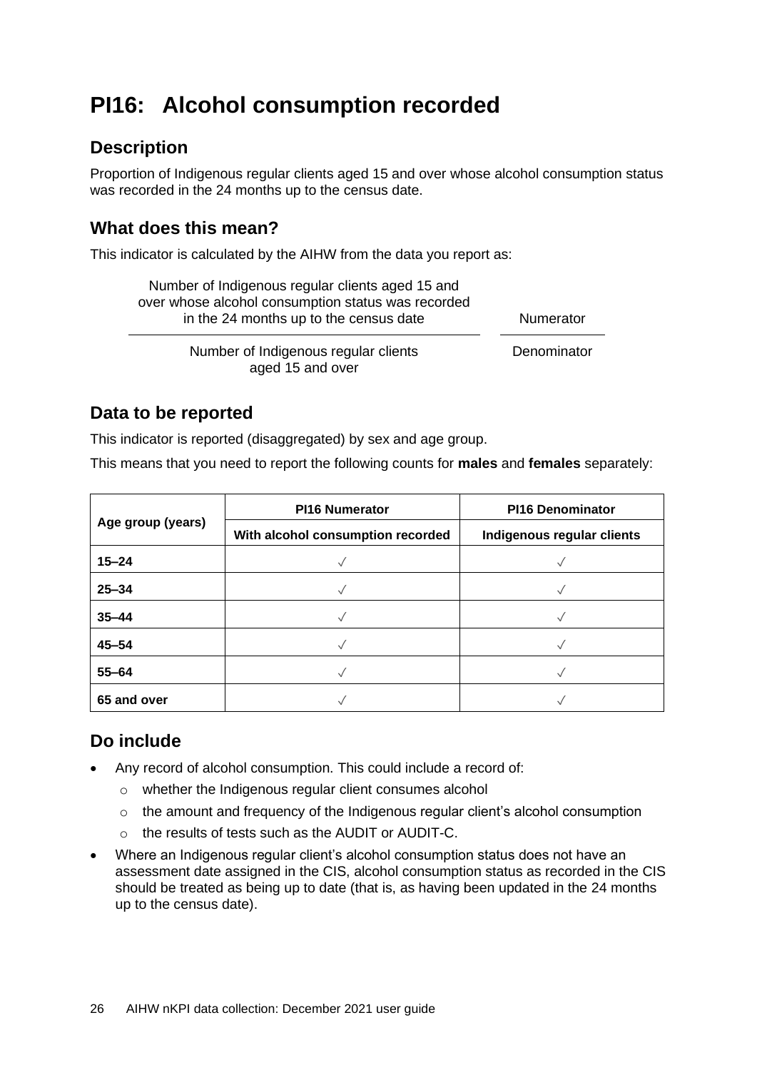# PI16: Alcohol consumption recorded

## Description

Proportion of Indigenous regular clients aged 15 and over whose alcohol consumption status was recorded in the 24 months up to the census date.

## What does this mean?

This indicator is calculated by the AIHW from the data you report as:

| Number of Indigenous regular clients aged 15 and over whose alcohol consumption status was recorded in the 24 months up to the census date | Numerator |
|---|---|
| Number of Indigenous regular clients aged 15 and over | Denominator |

## Data to be reported

This indicator is reported (disaggregated) by sex and age group.

This means that you need to report the following counts for **males** and **females** separately:

| Age group (years) | PI16 Numerator | PI16 Denominator |
|---|---|---|
| | With alcohol consumption recorded | Indigenous regular clients |
| **15–24** | ✓ | ✓ |
| **25–34** | ✓ | ✓ |
| **35–44** | ✓ | ✓ |
| **45–54** | ✓ | ✓ |
| **55–64** | ✓ | ✓ |
| **65 and over** | ✓ | ✓ |

## Do include

- Any record of alcohol consumption. This could include a record of:
  - whether the Indigenous regular client consumes alcohol
  - the amount and frequency of the Indigenous regular client's alcohol consumption
  - the results of tests such as the AUDIT or AUDIT-C.
- Where an Indigenous regular client's alcohol consumption status does not have an assessment date assigned in the CIS, alcohol consumption status as recorded in the CIS should be treated as being up to date (that is, as having been updated in the 24 months up to the census date).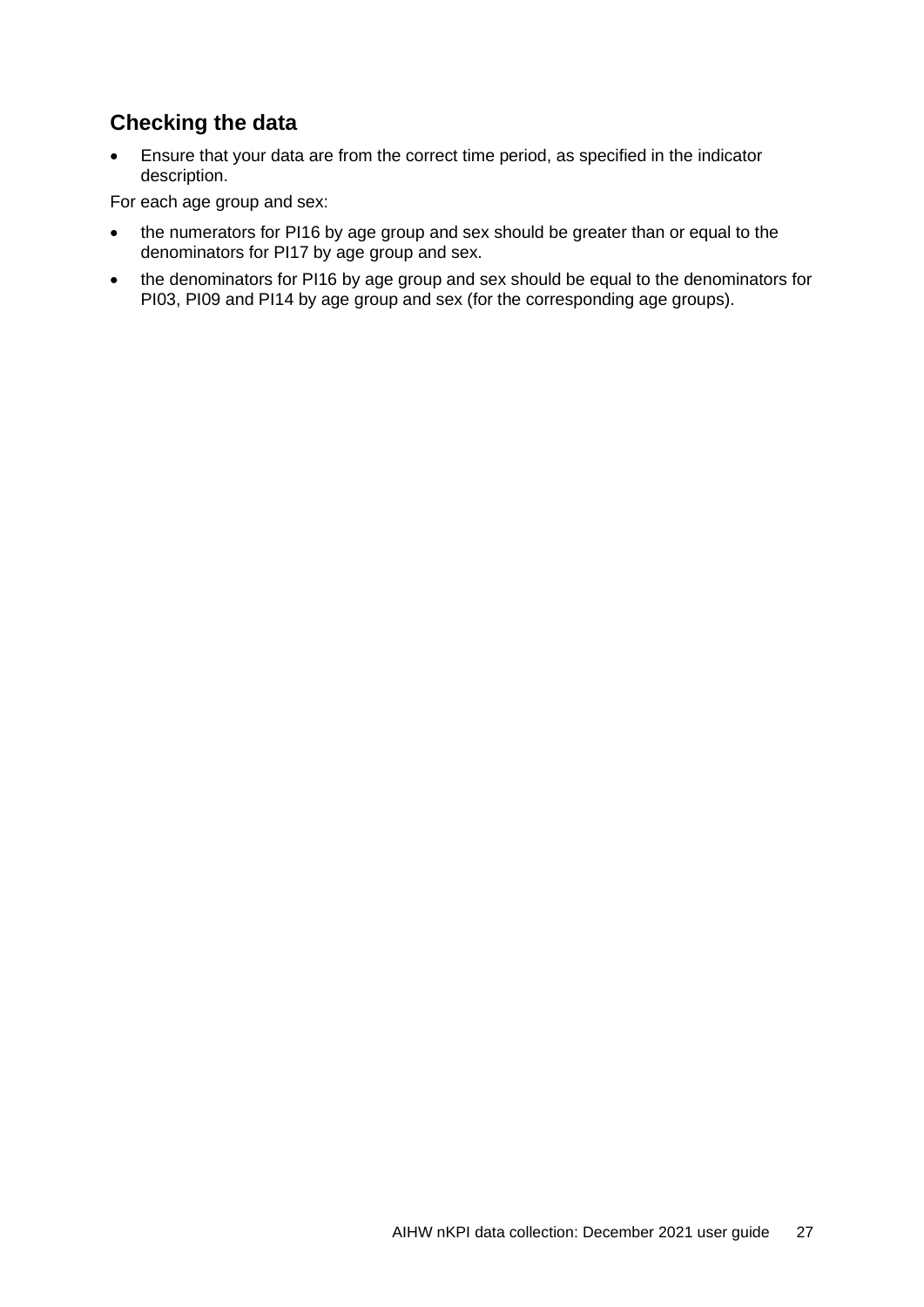## Checking the data

- Ensure that your data are from the correct time period, as specified in the indicator description.

For each age group and sex:

- the numerators for PI16 by age group and sex should be greater than or equal to the denominators for PI17 by age group and sex.
- the denominators for PI16 by age group and sex should be equal to the denominators for PI03, PI09 and PI14 by age group and sex (for the corresponding age groups).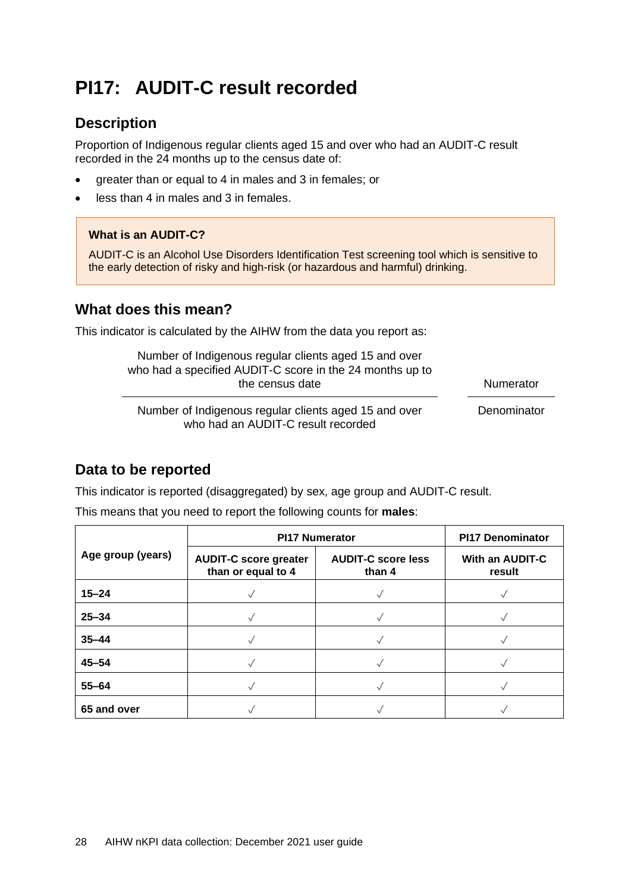# PI17: AUDIT-C result recorded

## Description

Proportion of Indigenous regular clients aged 15 and over who had an AUDIT-C result recorded in the 24 months up to the census date of:

- greater than or equal to 4 in males and 3 in females; or
- less than 4 in males and 3 in females.

> **What is an AUDIT-C?**
>
> AUDIT-C is an Alcohol Use Disorders Identification Test screening tool which is sensitive to the early detection of risky and high-risk (or hazardous and harmful) drinking.

## What does this mean?

This indicator is calculated by the AIHW from the data you report as:

| | |
|---|---|
| Number of Indigenous regular clients aged 15 and over who had a specified AUDIT-C score in the 24 months up to the census date | Numerator |
| Number of Indigenous regular clients aged 15 and over who had an AUDIT-C result recorded | Denominator |

## Data to be reported

This indicator is reported (disaggregated) by sex, age group and AUDIT-C result.

This means that you need to report the following counts for **males**:

| Age group (years) | PI17 Numerator | | PI17 Denominator |
|---|---|---|---|
| | AUDIT-C score greater than or equal to 4 | AUDIT-C score less than 4 | With an AUDIT-C result |
| **15–24** | ✓ | ✓ | ✓ |
| **25–34** | ✓ | ✓ | ✓ |
| **35–44** | ✓ | ✓ | ✓ |
| **45–54** | ✓ | ✓ | ✓ |
| **55–64** | ✓ | ✓ | ✓ |
| **65 and over** | ✓ | ✓ | ✓ |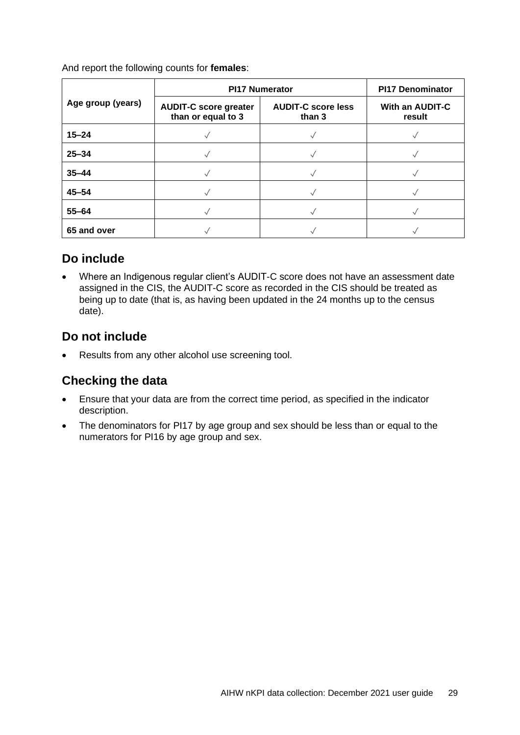And report the following counts for **females**:

| Age group (years) | PI17 Numerator | | PI17 Denominator |
|---|---|---|---|
| | AUDIT-C score greater than or equal to 3 | AUDIT-C score less than 3 | With an AUDIT-C result |
| **15–24** | √ | √ | √ |
| **25–34** | √ | √ | √ |
| **35–44** | √ | √ | √ |
| **45–54** | √ | √ | √ |
| **55–64** | √ | √ | √ |
| **65 and over** | √ | √ | √ |

## Do include

- Where an Indigenous regular client's AUDIT-C score does not have an assessment date assigned in the CIS, the AUDIT-C score as recorded in the CIS should be treated as being up to date (that is, as having been updated in the 24 months up to the census date).

## Do not include

- Results from any other alcohol use screening tool.

## Checking the data

- Ensure that your data are from the correct time period, as specified in the indicator description.
- The denominators for PI17 by age group and sex should be less than or equal to the numerators for PI16 by age group and sex.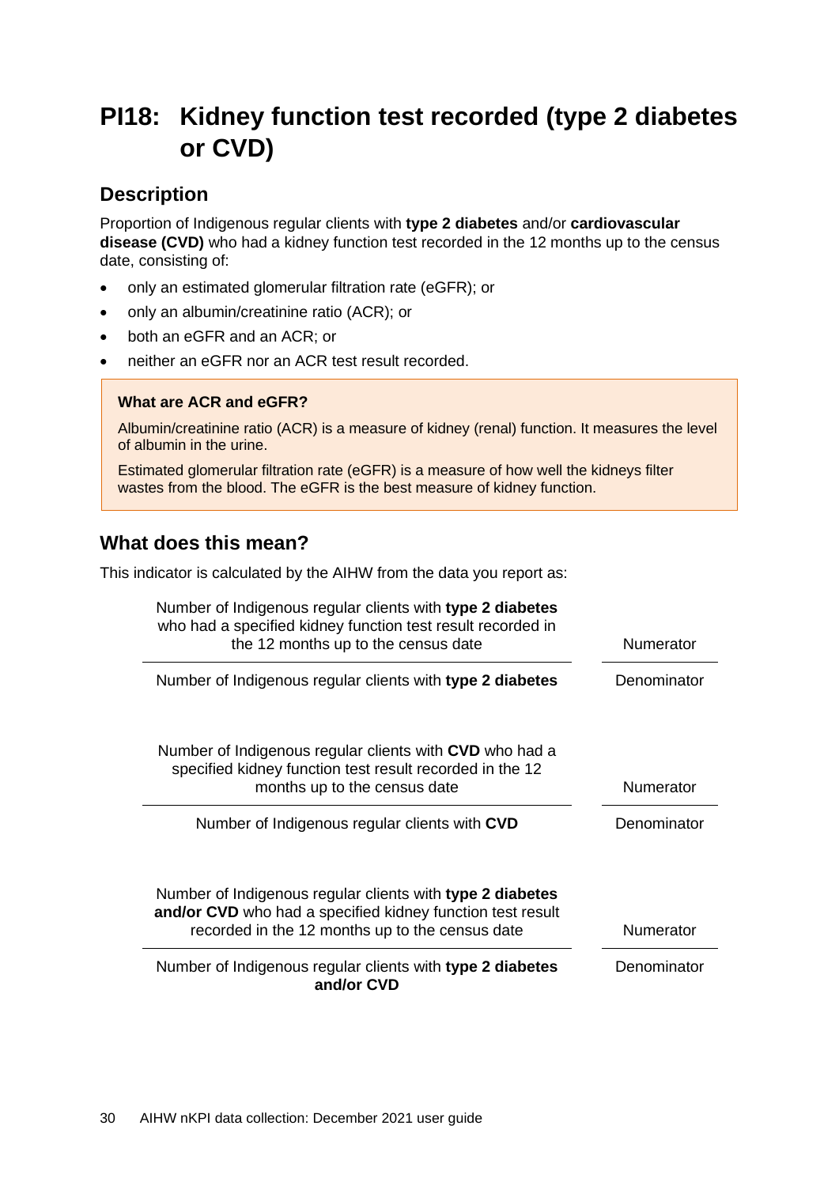# PI18: Kidney function test recorded (type 2 diabetes or CVD)

## Description

Proportion of Indigenous regular clients with **type 2 diabetes** and/or **cardiovascular disease (CVD)** who had a kidney function test recorded in the 12 months up to the census date, consisting of:

- only an estimated glomerular filtration rate (eGFR); or
- only an albumin/creatinine ratio (ACR); or
- both an eGFR and an ACR; or
- neither an eGFR nor an ACR test result recorded.

> **What are ACR and eGFR?**
>
> Albumin/creatinine ratio (ACR) is a measure of kidney (renal) function. It measures the level of albumin in the urine.
>
> Estimated glomerular filtration rate (eGFR) is a measure of how well the kidneys filter wastes from the blood. The eGFR is the best measure of kidney function.

## What does this mean?

This indicator is calculated by the AIHW from the data you report as:

| Calculation | |
|---|---|
| Number of Indigenous regular clients with **type 2 diabetes** who had a specified kidney function test result recorded in the 12 months up to the census date | Numerator |
| Number of Indigenous regular clients with **type 2 diabetes** | Denominator |

| Calculation | |
|---|---|
| Number of Indigenous regular clients with **CVD** who had a specified kidney function test result recorded in the 12 months up to the census date | Numerator |
| Number of Indigenous regular clients with **CVD** | Denominator |

| Calculation | |
|---|---|
| Number of Indigenous regular clients with **type 2 diabetes and/or CVD** who had a specified kidney function test result recorded in the 12 months up to the census date | Numerator |
| Number of Indigenous regular clients with **type 2 diabetes and/or CVD** | Denominator |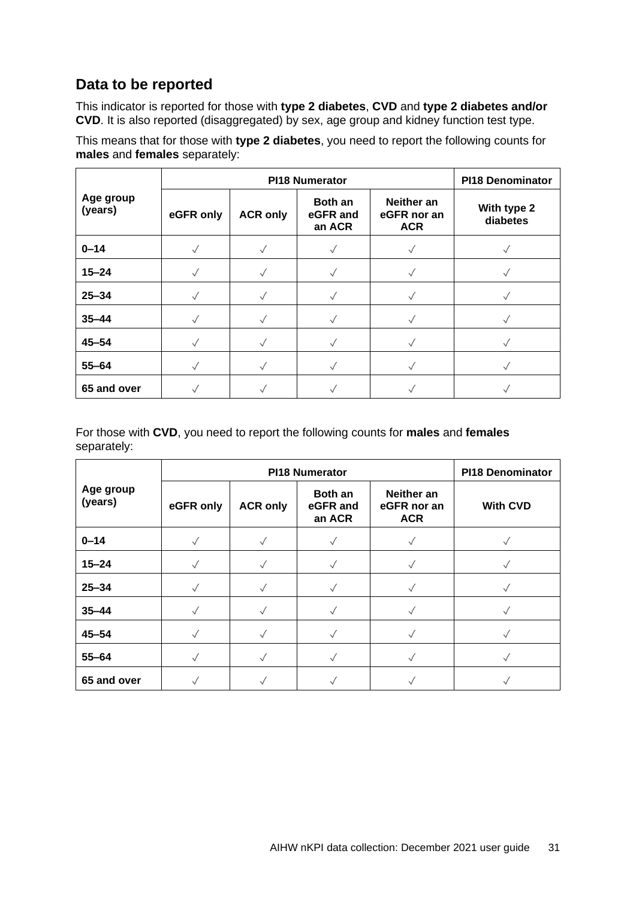## Data to be reported

This indicator is reported for those with **type 2 diabetes**, **CVD** and **type 2 diabetes and/or CVD**. It is also reported (disaggregated) by sex, age group and kidney function test type.

This means that for those with **type 2 diabetes**, you need to report the following counts for **males** and **females** separately:

| Age group (years) | PI18 Numerator | | | | PI18 Denominator |
|---|---|---|---|---|---|
| | eGFR only | ACR only | Both an eGFR and an ACR | Neither an eGFR nor an ACR | With type 2 diabetes |
| **0–14** | ✓ | ✓ | ✓ | ✓ | ✓ |
| **15–24** | ✓ | ✓ | ✓ | ✓ | ✓ |
| **25–34** | ✓ | ✓ | ✓ | ✓ | ✓ |
| **35–44** | ✓ | ✓ | ✓ | ✓ | ✓ |
| **45–54** | ✓ | ✓ | ✓ | ✓ | ✓ |
| **55–64** | ✓ | ✓ | ✓ | ✓ | ✓ |
| **65 and over** | ✓ | ✓ | ✓ | ✓ | ✓ |

For those with **CVD**, you need to report the following counts for **males** and **females** separately:

| Age group (years) | PI18 Numerator | | | | PI18 Denominator |
|---|---|---|---|---|---|
| | eGFR only | ACR only | Both an eGFR and an ACR | Neither an eGFR nor an ACR | With CVD |
| **0–14** | ✓ | ✓ | ✓ | ✓ | ✓ |
| **15–24** | ✓ | ✓ | ✓ | ✓ | ✓ |
| **25–34** | ✓ | ✓ | ✓ | ✓ | ✓ |
| **35–44** | ✓ | ✓ | ✓ | ✓ | ✓ |
| **45–54** | ✓ | ✓ | ✓ | ✓ | ✓ |
| **55–64** | ✓ | ✓ | ✓ | ✓ | ✓ |
| **65 and over** | ✓ | ✓ | ✓ | ✓ | ✓ |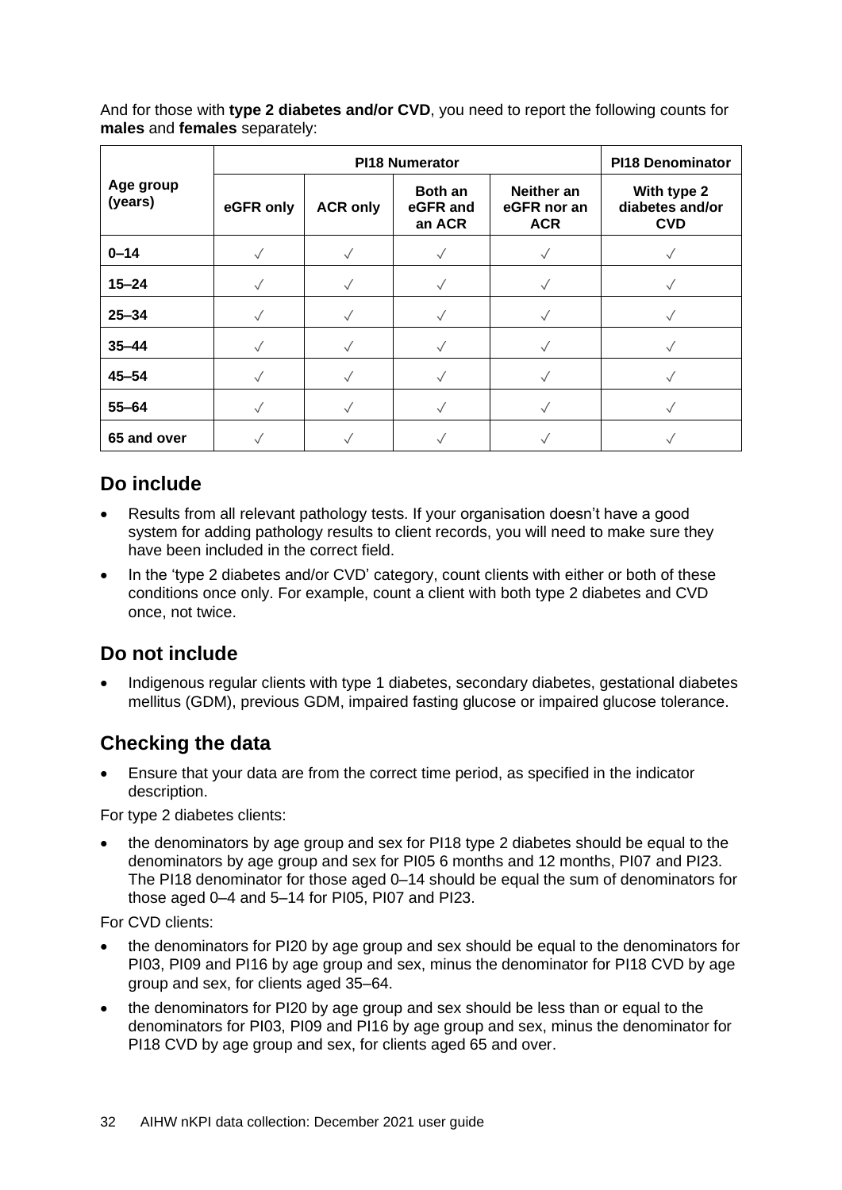And for those with **type 2 diabetes and/or CVD**, you need to report the following counts for **males** and **females** separately:

| Age group (years) | PI18 Numerator | | | | PI18 Denominator |
|---|---|---|---|---|---|
| | eGFR only | ACR only | Both an eGFR and an ACR | Neither an eGFR nor an ACR | With type 2 diabetes and/or CVD |
| **0–14** | √ | √ | √ | √ | √ |
| **15–24** | √ | √ | √ | √ | √ |
| **25–34** | √ | √ | √ | √ | √ |
| **35–44** | √ | √ | √ | √ | √ |
| **45–54** | √ | √ | √ | √ | √ |
| **55–64** | √ | √ | √ | √ | √ |
| **65 and over** | √ | √ | √ | √ | √ |

## Do include

- Results from all relevant pathology tests. If your organisation doesn't have a good system for adding pathology results to client records, you will need to make sure they have been included in the correct field.
- In the 'type 2 diabetes and/or CVD' category, count clients with either or both of these conditions once only. For example, count a client with both type 2 diabetes and CVD once, not twice.

## Do not include

- Indigenous regular clients with type 1 diabetes, secondary diabetes, gestational diabetes mellitus (GDM), previous GDM, impaired fasting glucose or impaired glucose tolerance.

## Checking the data

- Ensure that your data are from the correct time period, as specified in the indicator description.

For type 2 diabetes clients:

- the denominators by age group and sex for PI18 type 2 diabetes should be equal to the denominators by age group and sex for PI05 6 months and 12 months, PI07 and PI23. The PI18 denominator for those aged 0–14 should be equal the sum of denominators for those aged 0–4 and 5–14 for PI05, PI07 and PI23.

For CVD clients:

- the denominators for PI20 by age group and sex should be equal to the denominators for PI03, PI09 and PI16 by age group and sex, minus the denominator for PI18 CVD by age group and sex, for clients aged 35–64.
- the denominators for PI20 by age group and sex should be less than or equal to the denominators for PI03, PI09 and PI16 by age group and sex, minus the denominator for PI18 CVD by age group and sex, for clients aged 65 and over.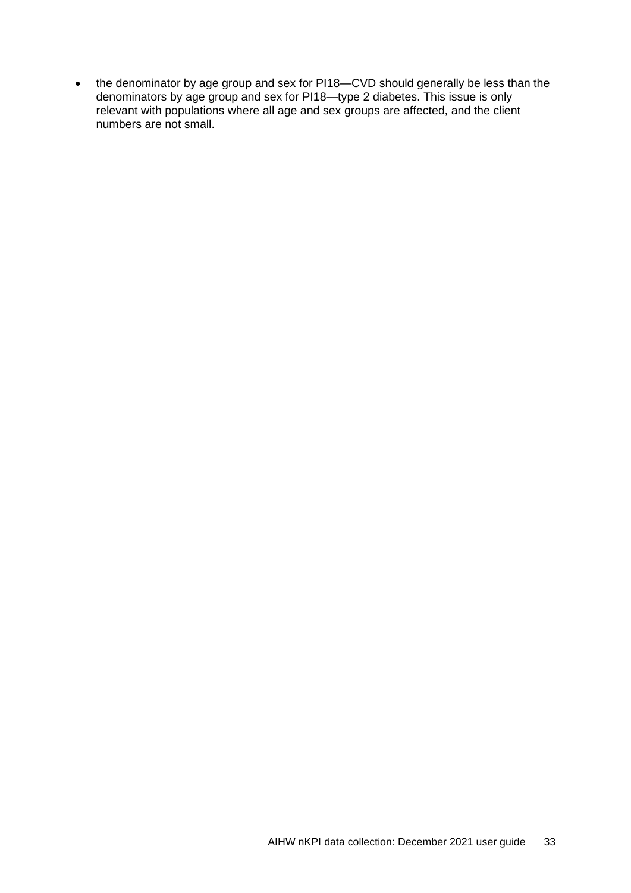- the denominator by age group and sex for PI18—CVD should generally be less than the denominators by age group and sex for PI18—type 2 diabetes. This issue is only relevant with populations where all age and sex groups are affected, and the client numbers are not small.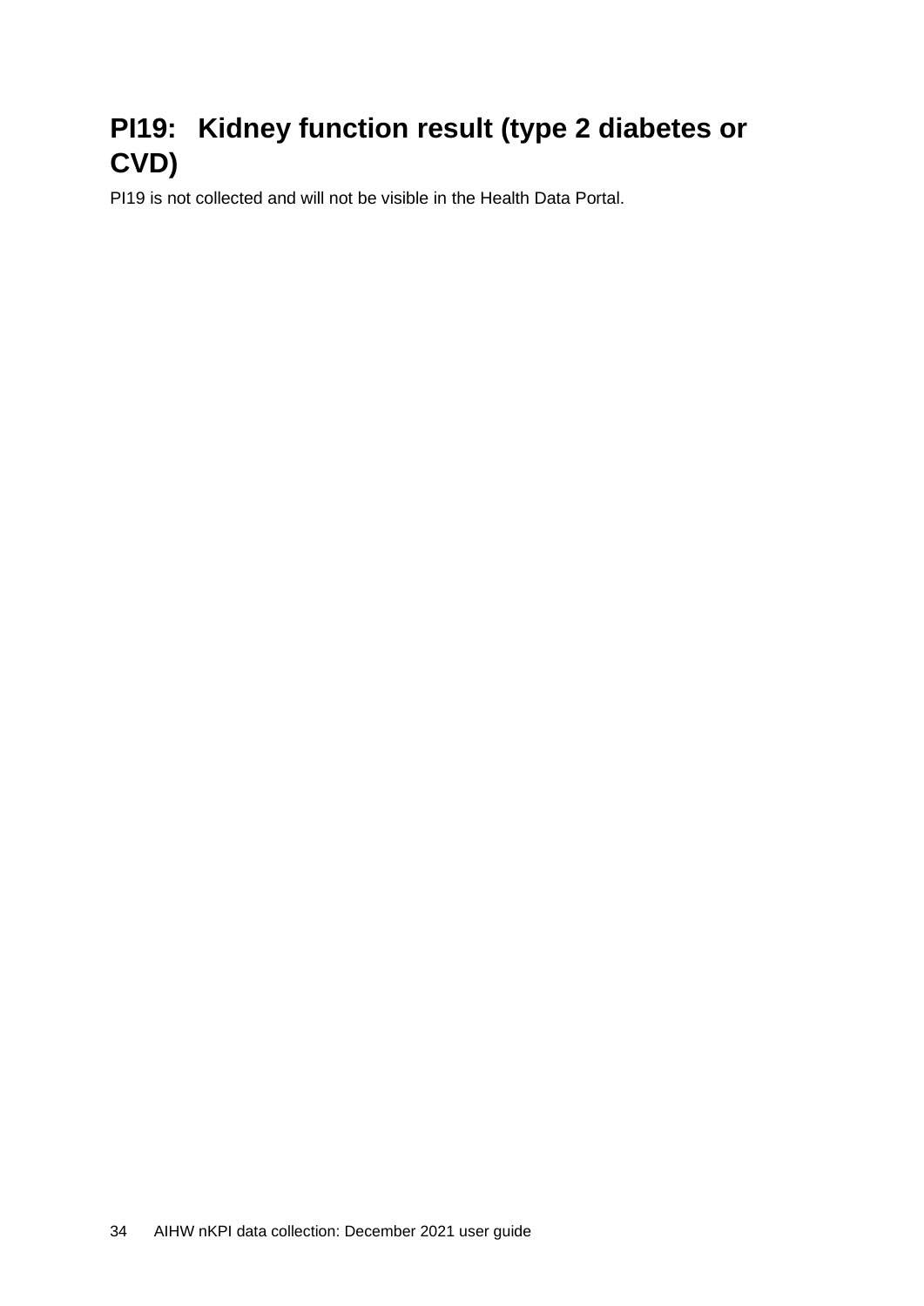# PI19: Kidney function result (type 2 diabetes or CVD)

PI19 is not collected and will not be visible in the Health Data Portal.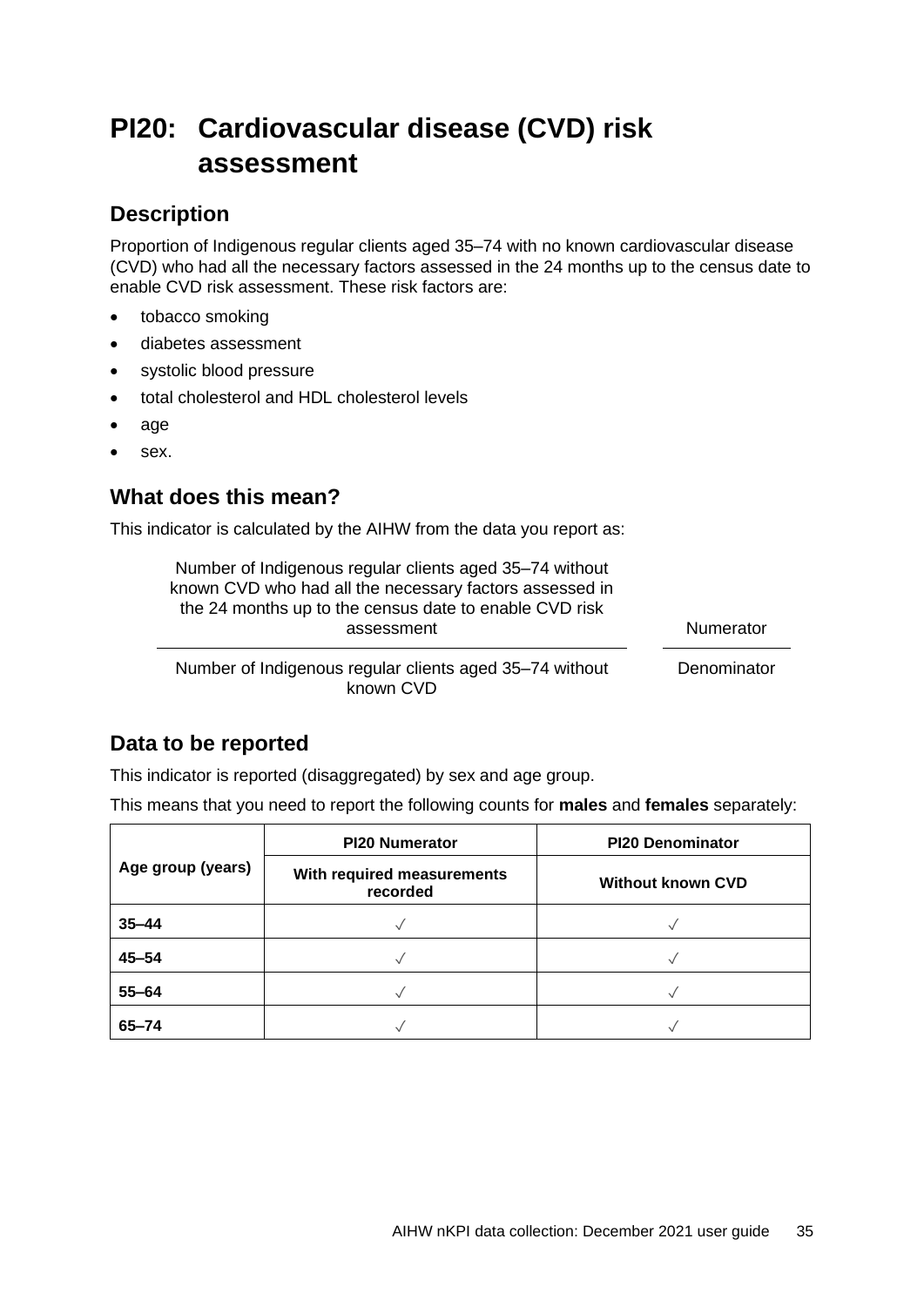# PI20: Cardiovascular disease (CVD) risk assessment

## Description

Proportion of Indigenous regular clients aged 35–74 with no known cardiovascular disease (CVD) who had all the necessary factors assessed in the 24 months up to the census date to enable CVD risk assessment. These risk factors are:

- tobacco smoking
- diabetes assessment
- systolic blood pressure
- total cholesterol and HDL cholesterol levels
- age
- sex.

## What does this mean?

This indicator is calculated by the AIHW from the data you report as:

| Number of Indigenous regular clients aged 35–74 without known CVD who had all the necessary factors assessed in the 24 months up to the census date to enable CVD risk assessment | Numerator |
|---|---|
| Number of Indigenous regular clients aged 35–74 without known CVD | Denominator |

## Data to be reported

This indicator is reported (disaggregated) by sex and age group.

This means that you need to report the following counts for **males** and **females** separately:

| Age group (years) | PI20 Numerator | PI20 Denominator |
|---|---|---|
| | With required measurements recorded | Without known CVD |
| **35–44** | ✓ | ✓ |
| **45–54** | ✓ | ✓ |
| **55–64** | ✓ | ✓ |
| **65–74** | ✓ | ✓ |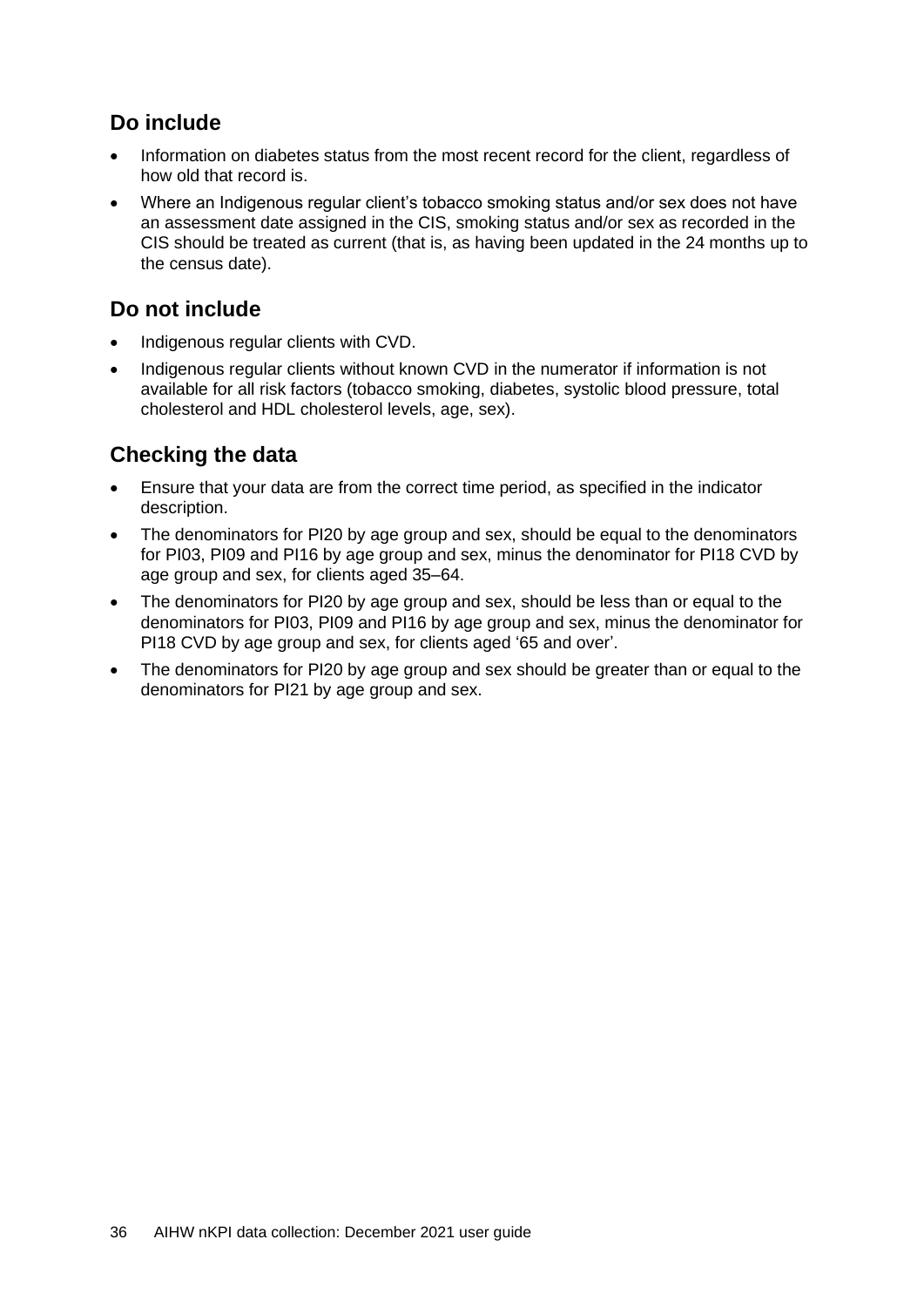## Do include

- Information on diabetes status from the most recent record for the client, regardless of how old that record is.
- Where an Indigenous regular client's tobacco smoking status and/or sex does not have an assessment date assigned in the CIS, smoking status and/or sex as recorded in the CIS should be treated as current (that is, as having been updated in the 24 months up to the census date).

## Do not include

- Indigenous regular clients with CVD.
- Indigenous regular clients without known CVD in the numerator if information is not available for all risk factors (tobacco smoking, diabetes, systolic blood pressure, total cholesterol and HDL cholesterol levels, age, sex).

## Checking the data

- Ensure that your data are from the correct time period, as specified in the indicator description.
- The denominators for PI20 by age group and sex, should be equal to the denominators for PI03, PI09 and PI16 by age group and sex, minus the denominator for PI18 CVD by age group and sex, for clients aged 35–64.
- The denominators for PI20 by age group and sex, should be less than or equal to the denominators for PI03, PI09 and PI16 by age group and sex, minus the denominator for PI18 CVD by age group and sex, for clients aged '65 and over'.
- The denominators for PI20 by age group and sex should be greater than or equal to the denominators for PI21 by age group and sex.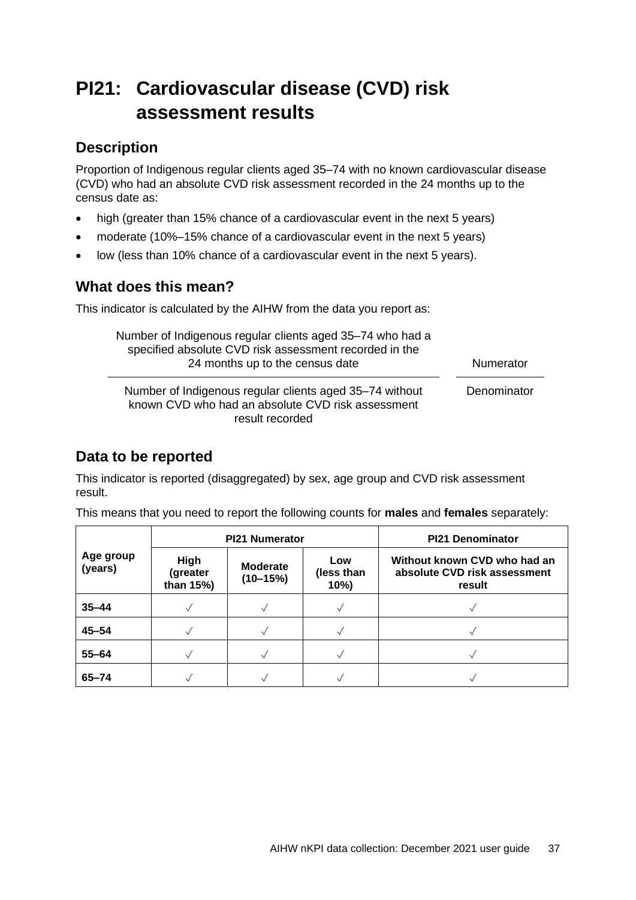# PI21: Cardiovascular disease (CVD) risk assessment results

## Description

Proportion of Indigenous regular clients aged 35–74 with no known cardiovascular disease (CVD) who had an absolute CVD risk assessment recorded in the 24 months up to the census date as:

- high (greater than 15% chance of a cardiovascular event in the next 5 years)
- moderate (10%–15% chance of a cardiovascular event in the next 5 years)
- low (less than 10% chance of a cardiovascular event in the next 5 years).

## What does this mean?

This indicator is calculated by the AIHW from the data you report as:

| | |
|---|---|
| Number of Indigenous regular clients aged 35–74 who had a specified absolute CVD risk assessment recorded in the 24 months up to the census date | Numerator |
| Number of Indigenous regular clients aged 35–74 without known CVD who had an absolute CVD risk assessment result recorded | Denominator |

## Data to be reported

This indicator is reported (disaggregated) by sex, age group and CVD risk assessment result.

This means that you need to report the following counts for **males** and **females** separately:

| Age group (years) | PI21 Numerator | | | PI21 Denominator |
|---|---|---|---|---|
| | High (greater than 15%) | Moderate (10–15%) | Low (less than 10%) | Without known CVD who had an absolute CVD risk assessment result |
| **35–44** | ✓ | ✓ | ✓ | ✓ |
| **45–54** | ✓ | ✓ | ✓ | ✓ |
| **55–64** | ✓ | ✓ | ✓ | ✓ |
| **65–74** | ✓ | ✓ | ✓ | ✓ |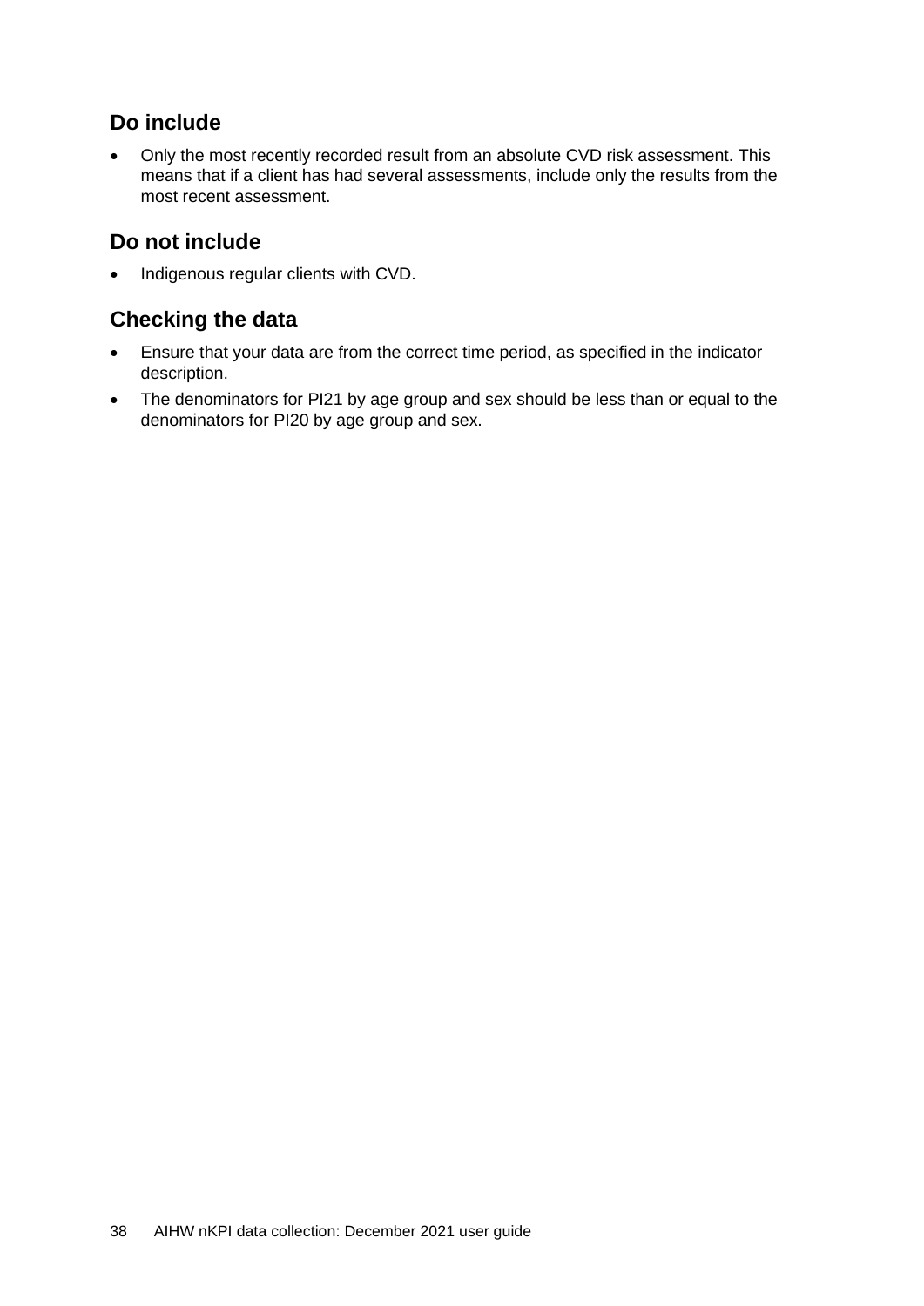## Do include

- Only the most recently recorded result from an absolute CVD risk assessment. This means that if a client has had several assessments, include only the results from the most recent assessment.

## Do not include

- Indigenous regular clients with CVD.

## Checking the data

- Ensure that your data are from the correct time period, as specified in the indicator description.
- The denominators for PI21 by age group and sex should be less than or equal to the denominators for PI20 by age group and sex.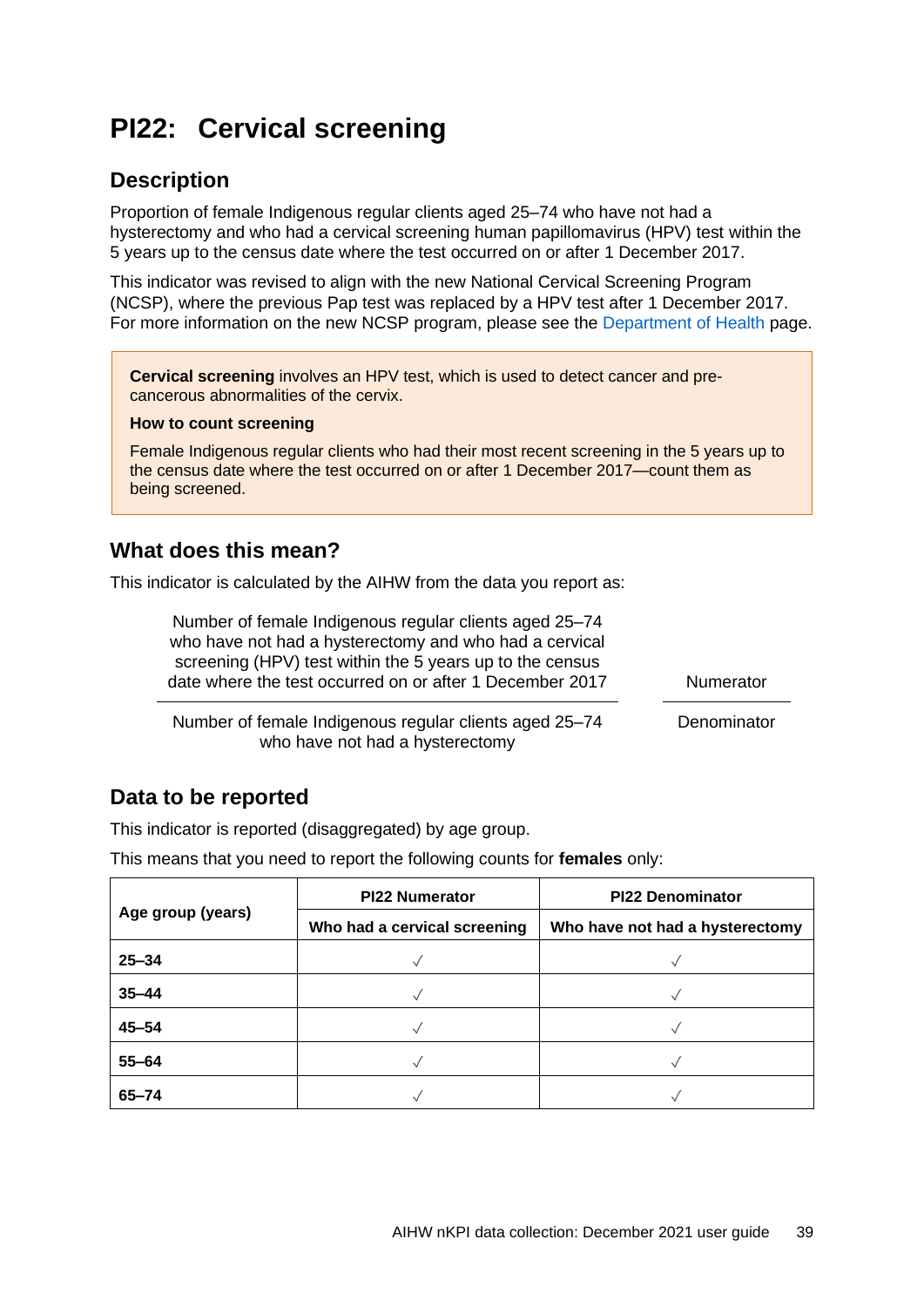# PI22: Cervical screening

## Description

Proportion of female Indigenous regular clients aged 25–74 who have not had a hysterectomy and who had a cervical screening human papillomavirus (HPV) test within the 5 years up to the census date where the test occurred on or after 1 December 2017.

This indicator was revised to align with the new National Cervical Screening Program (NCSP), where the previous Pap test was replaced by a HPV test after 1 December 2017. For more information on the new NCSP program, please see the Department of Health page.

> **Cervical screening** involves an HPV test, which is used to detect cancer and pre-cancerous abnormalities of the cervix.
>
> **How to count screening**
>
> Female Indigenous regular clients who had their most recent screening in the 5 years up to the census date where the test occurred on or after 1 December 2017—count them as being screened.

## What does this mean?

This indicator is calculated by the AIHW from the data you report as:

| | |
|---|---|
| Number of female Indigenous regular clients aged 25–74 who have not had a hysterectomy and who had a cervical screening (HPV) test within the 5 years up to the census date where the test occurred on or after 1 December 2017 | Numerator |
| Number of female Indigenous regular clients aged 25–74 who have not had a hysterectomy | Denominator |

## Data to be reported

This indicator is reported (disaggregated) by age group.

This means that you need to report the following counts for **females** only:

| Age group (years) | PI22 Numerator | PI22 Denominator |
|---|---|---|
| | Who had a cervical screening | Who have not had a hysterectomy |
| 25–34 | √ | √ |
| 35–44 | √ | √ |
| 45–54 | √ | √ |
| 55–64 | √ | √ |
| 65–74 | √ | √ |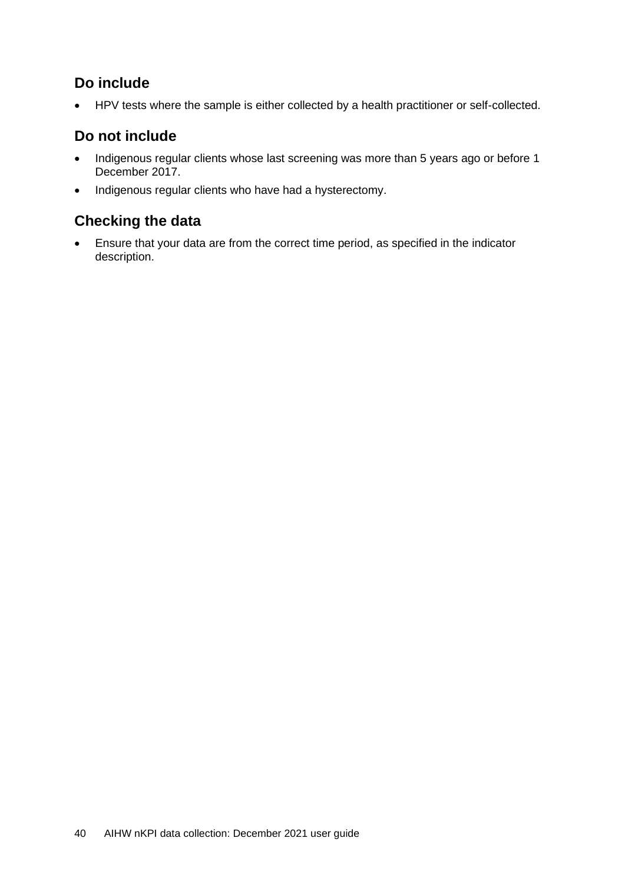## Do include

- HPV tests where the sample is either collected by a health practitioner or self-collected.

## Do not include

- Indigenous regular clients whose last screening was more than 5 years ago or before 1 December 2017.
- Indigenous regular clients who have had a hysterectomy.

## Checking the data

- Ensure that your data are from the correct time period, as specified in the indicator description.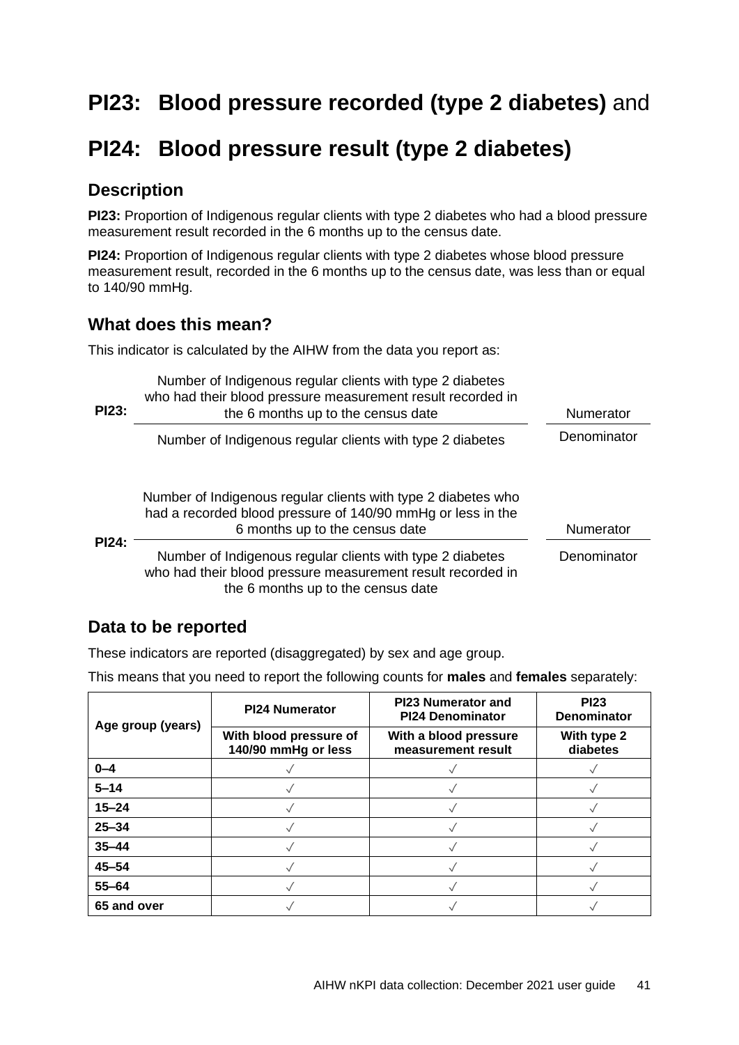# PI23: Blood pressure recorded (type 2 diabetes) and

# PI24: Blood pressure result (type 2 diabetes)

## Description

**PI23:** Proportion of Indigenous regular clients with type 2 diabetes who had a blood pressure measurement result recorded in the 6 months up to the census date.

**PI24:** Proportion of Indigenous regular clients with type 2 diabetes whose blood pressure measurement result, recorded in the 6 months up to the census date, was less than or equal to 140/90 mmHg.

## What does this mean?

This indicator is calculated by the AIHW from the data you report as:

**PI23:**

| Number of Indigenous regular clients with type 2 diabetes who had their blood pressure measurement result recorded in the 6 months up to the census date | Numerator |
|---|---|
| Number of Indigenous regular clients with type 2 diabetes | Denominator |

**PI24:**

| Number of Indigenous regular clients with type 2 diabetes who had a recorded blood pressure of 140/90 mmHg or less in the 6 months up to the census date | Numerator |
|---|---|
| Number of Indigenous regular clients with type 2 diabetes who had their blood pressure measurement result recorded in the 6 months up to the census date | Denominator |

## Data to be reported

These indicators are reported (disaggregated) by sex and age group.

This means that you need to report the following counts for **males** and **females** separately:

| Age group (years) | PI24 Numerator | PI23 Numerator and PI24 Denominator | PI23 Denominator |
|---|---|---|---|
| | With blood pressure of 140/90 mmHg or less | With a blood pressure measurement result | With type 2 diabetes |
| **0–4** | ✓ | ✓ | ✓ |
| **5–14** | ✓ | ✓ | ✓ |
| **15–24** | ✓ | ✓ | ✓ |
| **25–34** | ✓ | ✓ | ✓ |
| **35–44** | ✓ | ✓ | ✓ |
| **45–54** | ✓ | ✓ | ✓ |
| **55–64** | ✓ | ✓ | ✓ |
| **65 and over** | ✓ | ✓ | ✓ |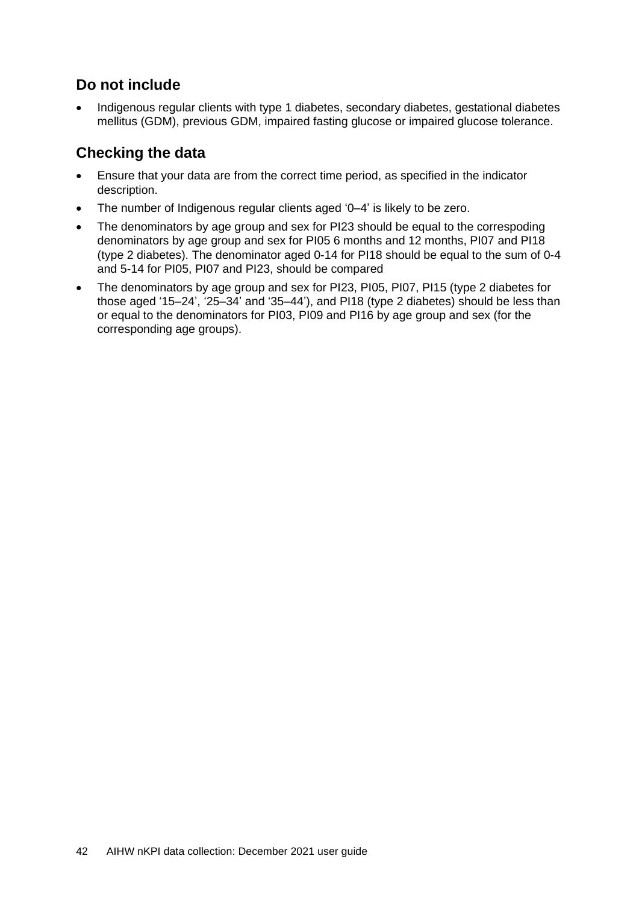## Do not include

- Indigenous regular clients with type 1 diabetes, secondary diabetes, gestational diabetes mellitus (GDM), previous GDM, impaired fasting glucose or impaired glucose tolerance.

## Checking the data

- Ensure that your data are from the correct time period, as specified in the indicator description.
- The number of Indigenous regular clients aged '0–4' is likely to be zero.
- The denominators by age group and sex for PI23 should be equal to the correspoding denominators by age group and sex for PI05 6 months and 12 months, PI07 and PI18 (type 2 diabetes). The denominator aged 0-14 for PI18 should be equal to the sum of 0-4 and 5-14 for PI05, PI07 and PI23, should be compared
- The denominators by age group and sex for PI23, PI05, PI07, PI15 (type 2 diabetes for those aged '15–24', '25–34' and '35–44'), and PI18 (type 2 diabetes) should be less than or equal to the denominators for PI03, PI09 and PI16 by age group and sex (for the corresponding age groups).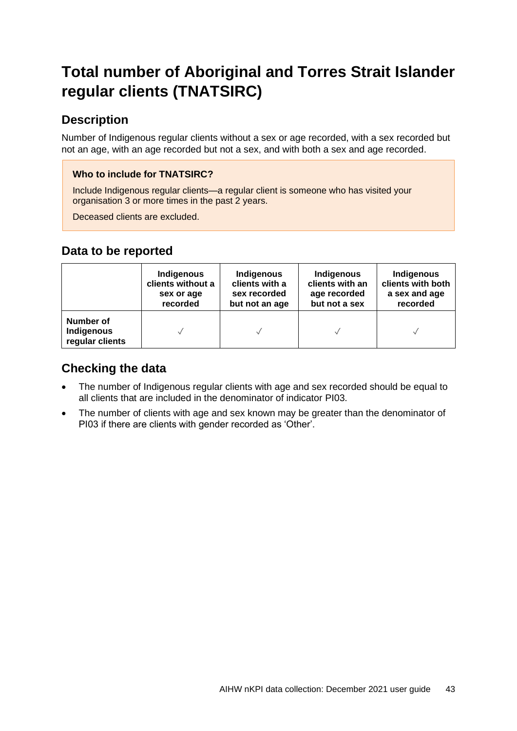# Total number of Aboriginal and Torres Strait Islander regular clients (TNATSIRC)

## Description

Number of Indigenous regular clients without a sex or age recorded, with a sex recorded but not an age, with an age recorded but not a sex, and with both a sex and age recorded.

**Who to include for TNATSIRC?**

Include Indigenous regular clients—a regular client is someone who has visited your organisation 3 or more times in the past 2 years.

Deceased clients are excluded.

## Data to be reported

| | Indigenous clients without a sex or age recorded | Indigenous clients with a sex recorded but not an age | Indigenous clients with an age recorded but not a sex | Indigenous clients with both a sex and age recorded |
|---|---|---|---|---|
| **Number of Indigenous regular clients** | √ | √ | √ | √ |

## Checking the data

- The number of Indigenous regular clients with age and sex recorded should be equal to all clients that are included in the denominator of indicator PI03.
- The number of clients with age and sex known may be greater than the denominator of PI03 if there are clients with gender recorded as 'Other'.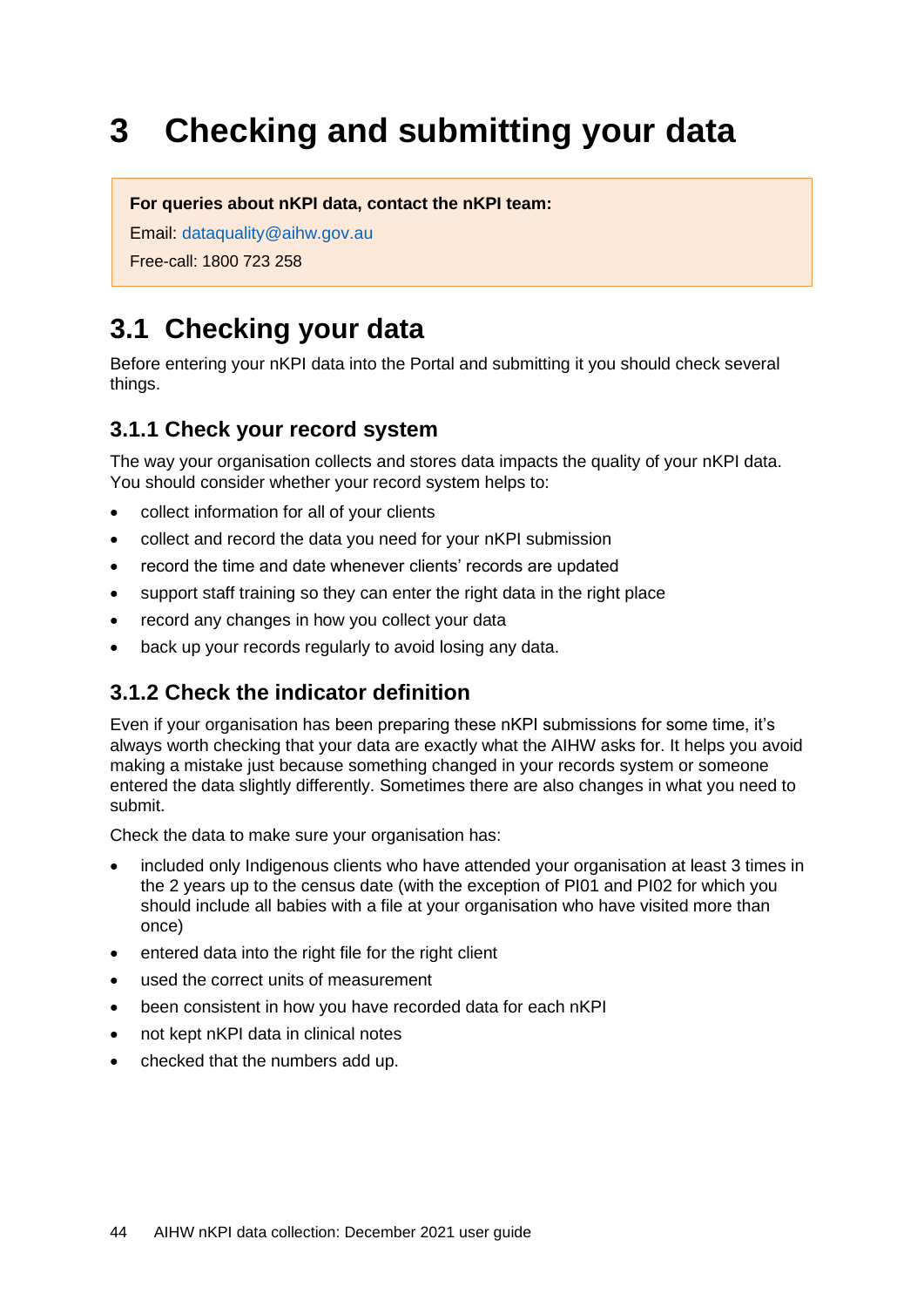# 3 Checking and submitting your data

**For queries about nKPI data, contact the nKPI team:**

Email: dataquality@aihw.gov.au

Free-call: 1800 723 258

## 3.1 Checking your data

Before entering your nKPI data into the Portal and submitting it you should check several things.

### 3.1.1 Check your record system

The way your organisation collects and stores data impacts the quality of your nKPI data. You should consider whether your record system helps to:

- collect information for all of your clients
- collect and record the data you need for your nKPI submission
- record the time and date whenever clients' records are updated
- support staff training so they can enter the right data in the right place
- record any changes in how you collect your data
- back up your records regularly to avoid losing any data.

### 3.1.2 Check the indicator definition

Even if your organisation has been preparing these nKPI submissions for some time, it's always worth checking that your data are exactly what the AIHW asks for. It helps you avoid making a mistake just because something changed in your records system or someone entered the data slightly differently. Sometimes there are also changes in what you need to submit.

Check the data to make sure your organisation has:

- included only Indigenous clients who have attended your organisation at least 3 times in the 2 years up to the census date (with the exception of PI01 and PI02 for which you should include all babies with a file at your organisation who have visited more than once)
- entered data into the right file for the right client
- used the correct units of measurement
- been consistent in how you have recorded data for each nKPI
- not kept nKPI data in clinical notes
- checked that the numbers add up.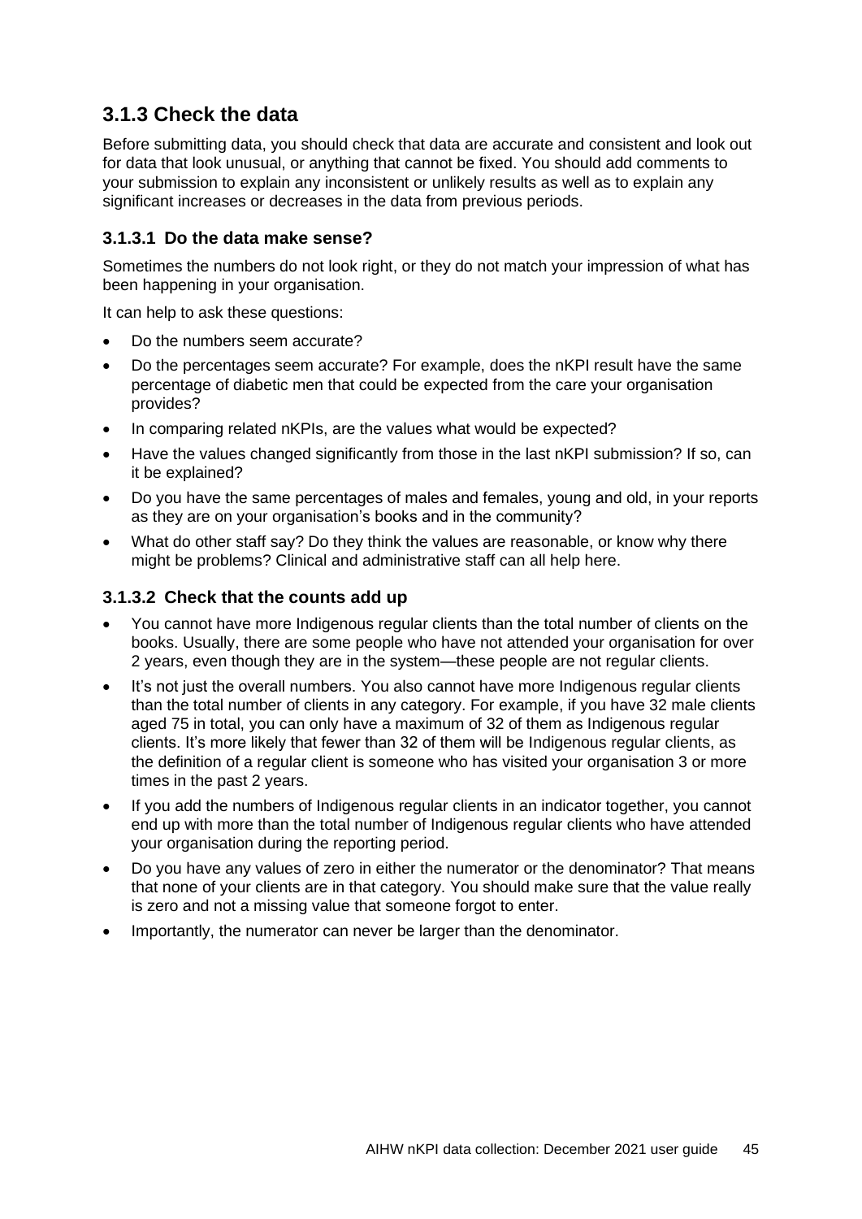## 3.1.3 Check the data

Before submitting data, you should check that data are accurate and consistent and look out for data that look unusual, or anything that cannot be fixed. You should add comments to your submission to explain any inconsistent or unlikely results as well as to explain any significant increases or decreases in the data from previous periods.

### 3.1.3.1 Do the data make sense?

Sometimes the numbers do not look right, or they do not match your impression of what has been happening in your organisation.

It can help to ask these questions:

- Do the numbers seem accurate?
- Do the percentages seem accurate? For example, does the nKPI result have the same percentage of diabetic men that could be expected from the care your organisation provides?
- In comparing related nKPIs, are the values what would be expected?
- Have the values changed significantly from those in the last nKPI submission? If so, can it be explained?
- Do you have the same percentages of males and females, young and old, in your reports as they are on your organisation's books and in the community?
- What do other staff say? Do they think the values are reasonable, or know why there might be problems? Clinical and administrative staff can all help here.

### 3.1.3.2 Check that the counts add up

- You cannot have more Indigenous regular clients than the total number of clients on the books. Usually, there are some people who have not attended your organisation for over 2 years, even though they are in the system—these people are not regular clients.
- It's not just the overall numbers. You also cannot have more Indigenous regular clients than the total number of clients in any category. For example, if you have 32 male clients aged 75 in total, you can only have a maximum of 32 of them as Indigenous regular clients. It's more likely that fewer than 32 of them will be Indigenous regular clients, as the definition of a regular client is someone who has visited your organisation 3 or more times in the past 2 years.
- If you add the numbers of Indigenous regular clients in an indicator together, you cannot end up with more than the total number of Indigenous regular clients who have attended your organisation during the reporting period.
- Do you have any values of zero in either the numerator or the denominator? That means that none of your clients are in that category. You should make sure that the value really is zero and not a missing value that someone forgot to enter.
- Importantly, the numerator can never be larger than the denominator.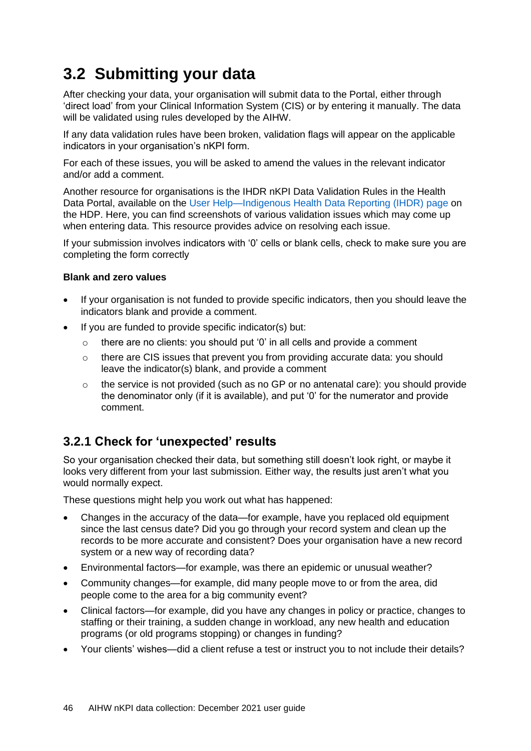## 3.2 Submitting your data

After checking your data, your organisation will submit data to the Portal, either through 'direct load' from your Clinical Information System (CIS) or by entering it manually. The data will be validated using rules developed by the AIHW.

If any data validation rules have been broken, validation flags will appear on the applicable indicators in your organisation's nKPI form.

For each of these issues, you will be asked to amend the values in the relevant indicator and/or add a comment.

Another resource for organisations is the IHDR nKPI Data Validation Rules in the Health Data Portal, available on the User Help—Indigenous Health Data Reporting (IHDR) page on the HDP. Here, you can find screenshots of various validation issues which may come up when entering data. This resource provides advice on resolving each issue.

If your submission involves indicators with '0' cells or blank cells, check to make sure you are completing the form correctly

**Blank and zero values**

- If your organisation is not funded to provide specific indicators, then you should leave the indicators blank and provide a comment.
- If you are funded to provide specific indicator(s) but:
  - there are no clients: you should put '0' in all cells and provide a comment
  - there are CIS issues that prevent you from providing accurate data: you should leave the indicator(s) blank, and provide a comment
  - the service is not provided (such as no GP or no antenatal care): you should provide the denominator only (if it is available), and put '0' for the numerator and provide comment.

### 3.2.1 Check for 'unexpected' results

So your organisation checked their data, but something still doesn't look right, or maybe it looks very different from your last submission. Either way, the results just aren't what you would normally expect.

These questions might help you work out what has happened:

- Changes in the accuracy of the data—for example, have you replaced old equipment since the last census date? Did you go through your record system and clean up the records to be more accurate and consistent? Does your organisation have a new record system or a new way of recording data?
- Environmental factors—for example, was there an epidemic or unusual weather?
- Community changes—for example, did many people move to or from the area, did people come to the area for a big community event?
- Clinical factors—for example, did you have any changes in policy or practice, changes to staffing or their training, a sudden change in workload, any new health and education programs (or old programs stopping) or changes in funding?
- Your clients' wishes—did a client refuse a test or instruct you to not include their details?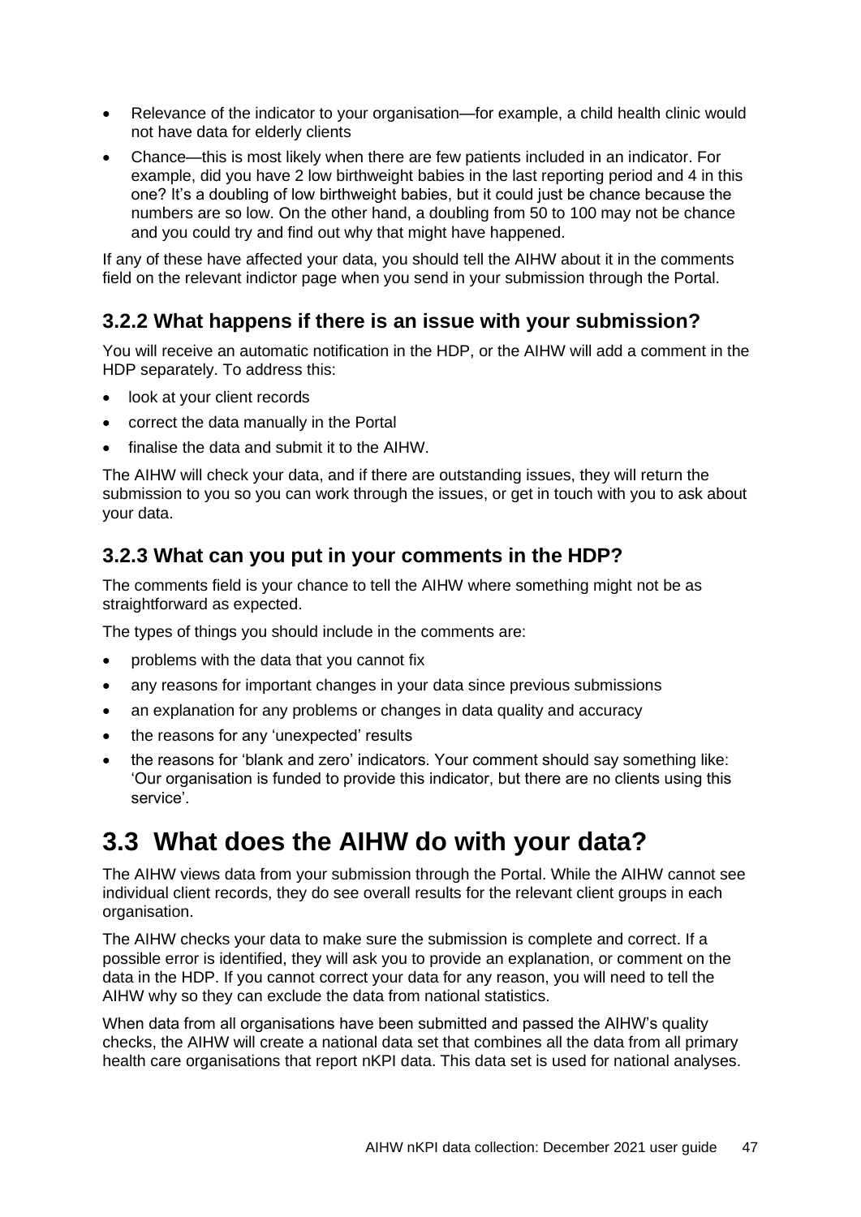- Relevance of the indicator to your organisation—for example, a child health clinic would not have data for elderly clients
- Chance—this is most likely when there are few patients included in an indicator. For example, did you have 2 low birthweight babies in the last reporting period and 4 in this one? It's a doubling of low birthweight babies, but it could just be chance because the numbers are so low. On the other hand, a doubling from 50 to 100 may not be chance and you could try and find out why that might have happened.

If any of these have affected your data, you should tell the AIHW about it in the comments field on the relevant indictor page when you send in your submission through the Portal.

### 3.2.2 What happens if there is an issue with your submission?

You will receive an automatic notification in the HDP, or the AIHW will add a comment in the HDP separately. To address this:

- look at your client records
- correct the data manually in the Portal
- finalise the data and submit it to the AIHW.

The AIHW will check your data, and if there are outstanding issues, they will return the submission to you so you can work through the issues, or get in touch with you to ask about your data.

### 3.2.3 What can you put in your comments in the HDP?

The comments field is your chance to tell the AIHW where something might not be as straightforward as expected.

The types of things you should include in the comments are:

- problems with the data that you cannot fix
- any reasons for important changes in your data since previous submissions
- an explanation for any problems or changes in data quality and accuracy
- the reasons for any 'unexpected' results
- the reasons for 'blank and zero' indicators. Your comment should say something like: 'Our organisation is funded to provide this indicator, but there are no clients using this service'.

## 3.3 What does the AIHW do with your data?

The AIHW views data from your submission through the Portal. While the AIHW cannot see individual client records, they do see overall results for the relevant client groups in each organisation.

The AIHW checks your data to make sure the submission is complete and correct. If a possible error is identified, they will ask you to provide an explanation, or comment on the data in the HDP. If you cannot correct your data for any reason, you will need to tell the AIHW why so they can exclude the data from national statistics.

When data from all organisations have been submitted and passed the AIHW's quality checks, the AIHW will create a national data set that combines all the data from all primary health care organisations that report nKPI data. This data set is used for national analyses.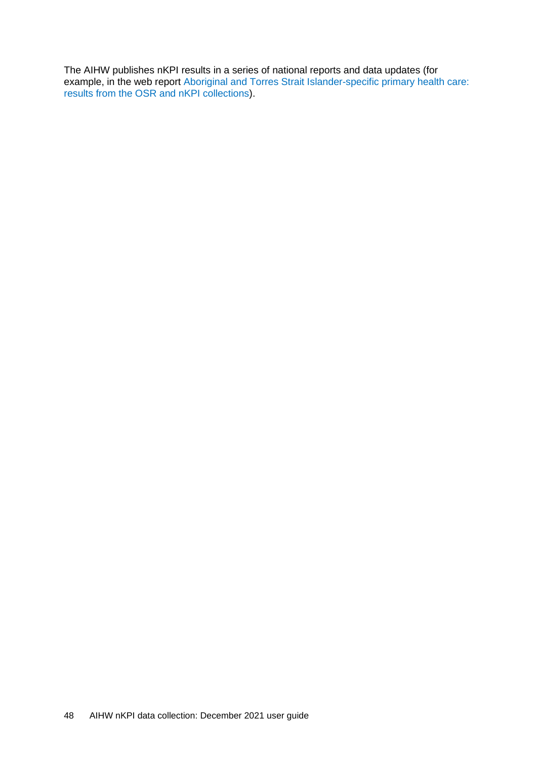The AIHW publishes nKPI results in a series of national reports and data updates (for example, in the web report Aboriginal and Torres Strait Islander-specific primary health care: results from the OSR and nKPI collections).